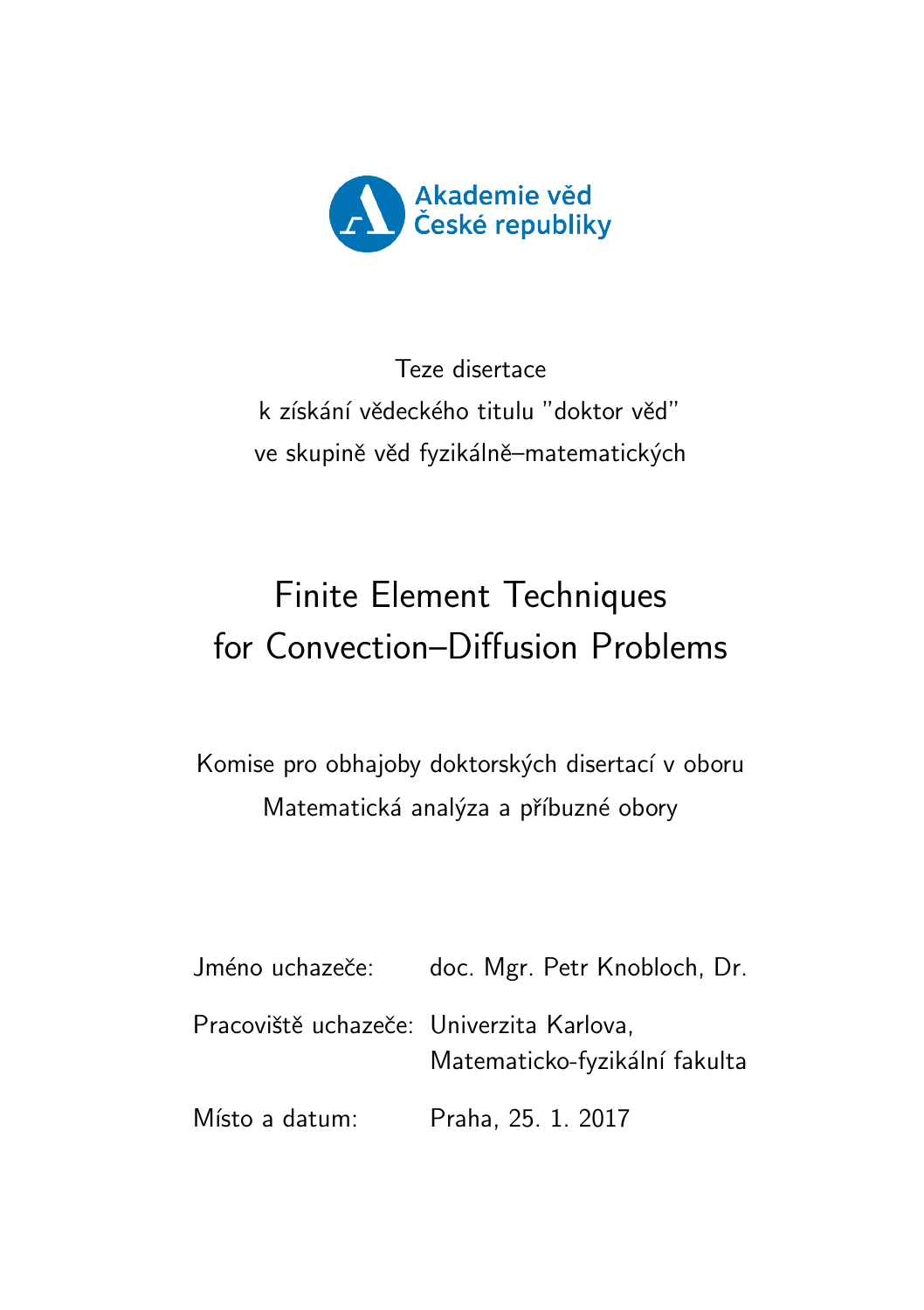Akademie věd
České republiky

Teze disertace
k získání vědeckého titulu "doktor věd"
ve skupině věd fyzikálně–matematických

# Finite Element Techniques for Convection–Diffusion Problems

Komise pro obhajoby doktorských disertací v oboru
Matematická analýza a příbuzné obory

| | |
|---|---|
| Jméno uchazeče: | doc. Mgr. Petr Knobloch, Dr. |
| Pracoviště uchazeče: | Univerzita Karlova, Matematicko-fyzikální fakulta |
| Místo a datum: | Praha, 25. 1. 2017 |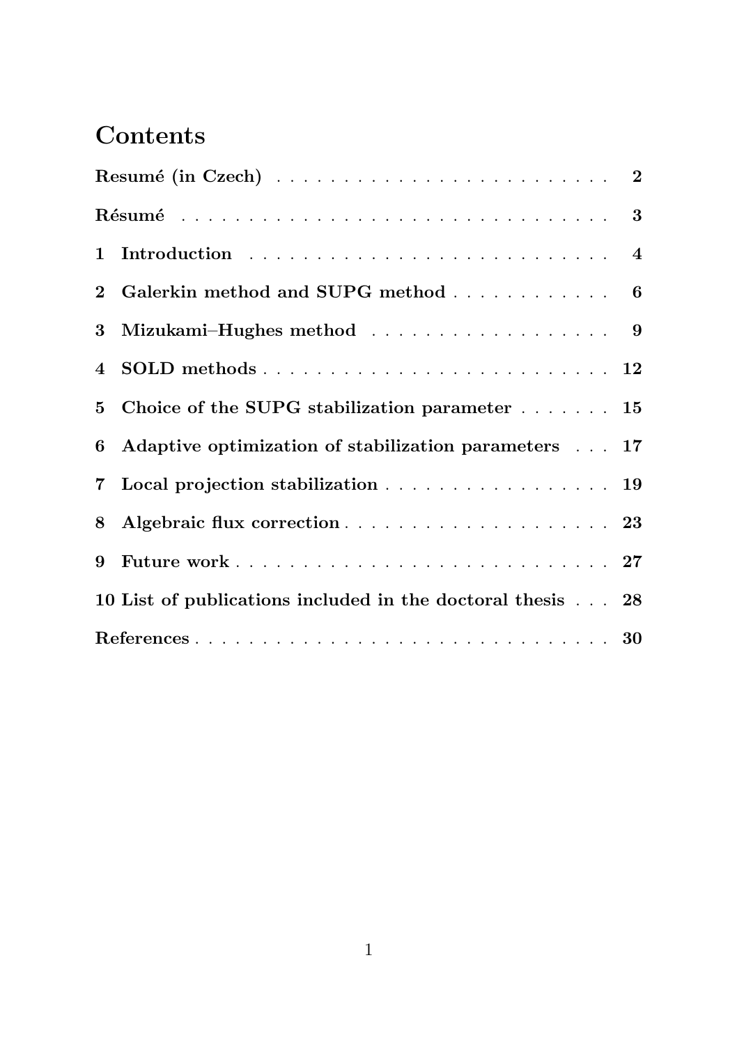# Contents

| | |
|---|---|
| **Resumé (in Czech)** | **2** |
| **Résumé** | **3** |
| **1 Introduction** | **4** |
| **2 Galerkin method and SUPG method** | **6** |
| **3 Mizukami–Hughes method** | **9** |
| **4 SOLD methods** | **12** |
| **5 Choice of the SUPG stabilization parameter** | **15** |
| **6 Adaptive optimization of stabilization parameters** | **17** |
| **7 Local projection stabilization** | **19** |
| **8 Algebraic flux correction** | **23** |
| **9 Future work** | **27** |
| **10 List of publications included in the doctoral thesis** | **28** |
| **References** | **30** |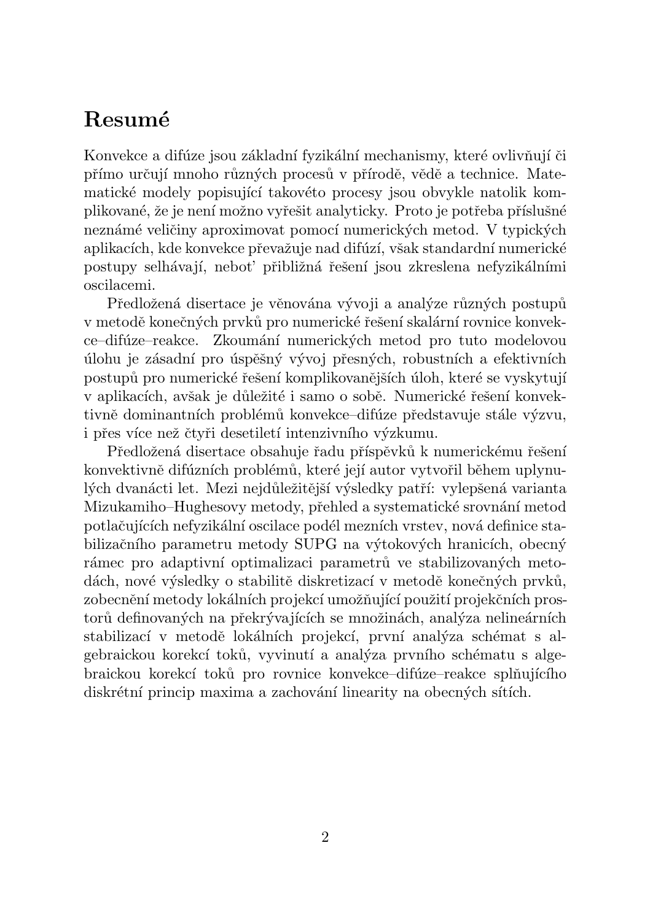# Resumé

Konvekce a difúze jsou základní fyzikální mechanismy, které ovlivňují či přímo určují mnoho různých procesů v přírodě, vědě a technice. Matematické modely popisující takovéto procesy jsou obvykle natolik komplikované, že je není možno vyřešit analyticky. Proto je potřeba příslušné neznámé veličiny aproximovat pomocí numerických metod. V typických aplikacích, kde konvekce převažuje nad difúzí, však standardní numerické postupy selhávají, neboť přibližná řešení jsou zkreslena nefyzikálními oscilacemi.

Předložená disertace je věnována vývoji a analýze různých postupů v metodě konečných prvků pro numerické řešení skalární rovnice konvekce–difúze–reakce. Zkoumání numerických metod pro tuto modelovou úlohu je zásadní pro úspěšný vývoj přesných, robustních a efektivních postupů pro numerické řešení komplikovanějších úloh, které se vyskytují v aplikacích, avšak je důležité i samo o sobě. Numerické řešení konvektivně dominantních problémů konvekce–difúze představuje stále výzvu, i přes více než čtyři desetiletí intenzivního výzkumu.

Předložená disertace obsahuje řadu příspěvků k numerickému řešení konvektivně difúzních problémů, které její autor vytvořil během uplynulých dvanácti let. Mezi nejdůležitější výsledky patří: vylepšená varianta Mizukamiho–Hughesovy metody, přehled a systematické srovnání metod potlačujících nefyzikální oscilace podél mezních vrstev, nová definice stabilizačního parametru metody SUPG na výtokových hranicích, obecný rámec pro adaptivní optimalizaci parametrů ve stabilizovaných metodách, nové výsledky o stabilitě diskretizací v metodě konečných prvků, zobecnění metody lokálních projekcí umožňující použití projekčních prostorů definovaných na překrývajících se množinách, analýza nelineárních stabilizací v metodě lokálních projekcí, první analýza schémat s algebraickou korekcí toků, vyvinutí a analýza prvního schématu s algebraickou korekcí toků pro rovnice konvekce–difúze–reakce splňujícího diskrétní princip maxima a zachování linearity na obecných sítích.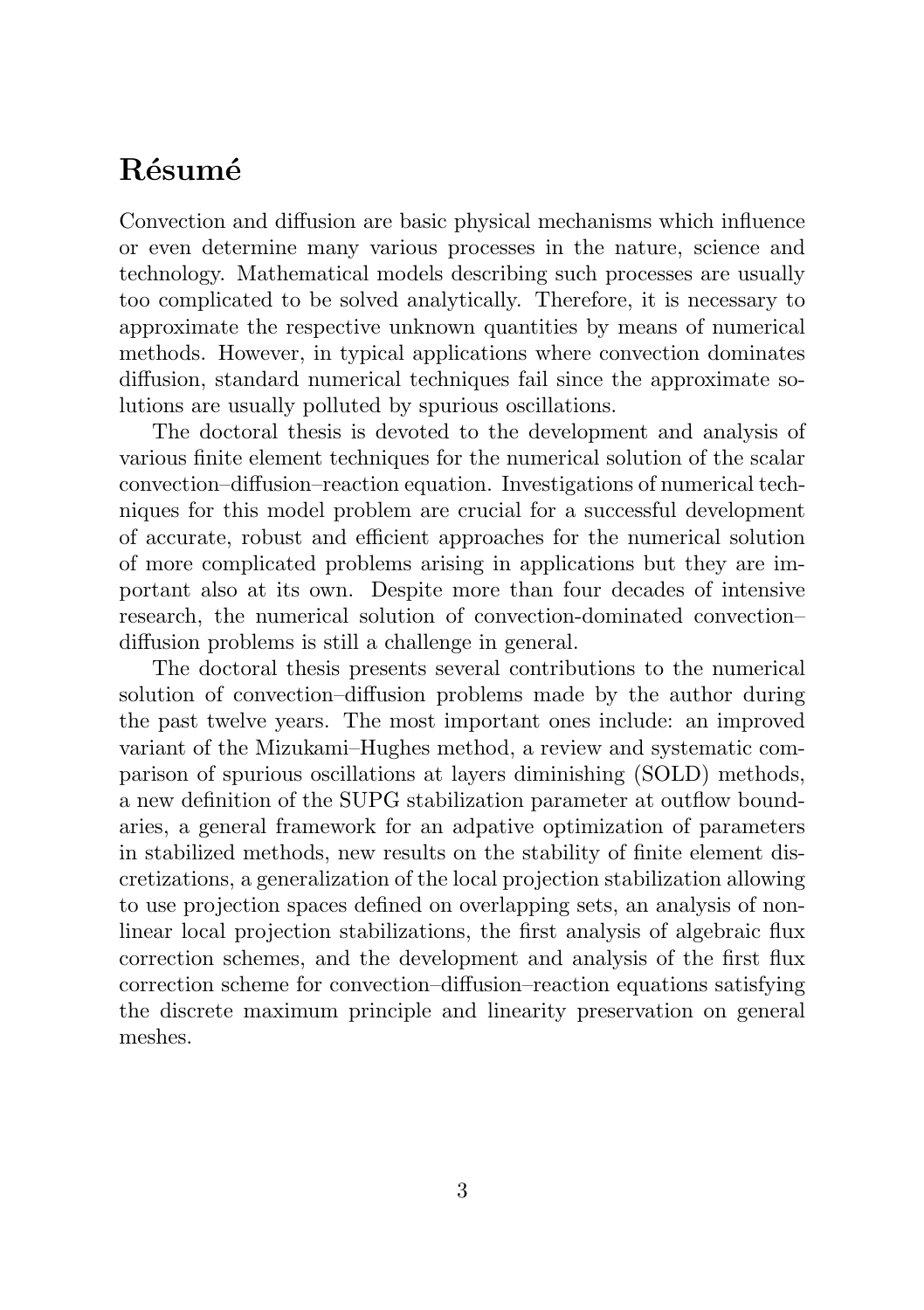# Résumé

Convection and diffusion are basic physical mechanisms which influence or even determine many various processes in the nature, science and technology. Mathematical models describing such processes are usually too complicated to be solved analytically. Therefore, it is necessary to approximate the respective unknown quantities by means of numerical methods. However, in typical applications where convection dominates diffusion, standard numerical techniques fail since the approximate solutions are usually polluted by spurious oscillations.

The doctoral thesis is devoted to the development and analysis of various finite element techniques for the numerical solution of the scalar convection–diffusion–reaction equation. Investigations of numerical techniques for this model problem are crucial for a successful development of accurate, robust and efficient approaches for the numerical solution of more complicated problems arising in applications but they are important also at its own. Despite more than four decades of intensive research, the numerical solution of convection-dominated convection–diffusion problems is still a challenge in general.

The doctoral thesis presents several contributions to the numerical solution of convection–diffusion problems made by the author during the past twelve years. The most important ones include: an improved variant of the Mizukami–Hughes method, a review and systematic comparison of spurious oscillations at layers diminishing (SOLD) methods, a new definition of the SUPG stabilization parameter at outflow boundaries, a general framework for an adpative optimization of parameters in stabilized methods, new results on the stability of finite element discretizations, a generalization of the local projection stabilization allowing to use projection spaces defined on overlapping sets, an analysis of nonlinear local projection stabilizations, the first analysis of algebraic flux correction schemes, and the development and analysis of the first flux correction scheme for convection–diffusion–reaction equations satisfying the discrete maximum principle and linearity preservation on general meshes.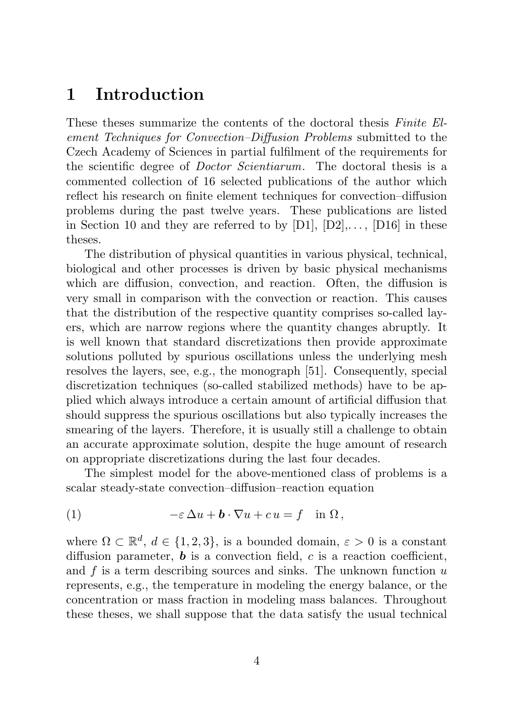# 1 Introduction

These theses summarize the contents of the doctoral thesis *Finite Element Techniques for Convection–Diffusion Problems* submitted to the Czech Academy of Sciences in partial fulfilment of the requirements for the scientific degree of *Doctor Scientiarum*. The doctoral thesis is a commented collection of 16 selected publications of the author which reflect his research on finite element techniques for convection–diffusion problems during the past twelve years. These publications are listed in Section 10 and they are referred to by [D1], [D2],..., [D16] in these theses.

The distribution of physical quantities in various physical, technical, biological and other processes is driven by basic physical mechanisms which are diffusion, convection, and reaction. Often, the diffusion is very small in comparison with the convection or reaction. This causes that the distribution of the respective quantity comprises so-called layers, which are narrow regions where the quantity changes abruptly. It is well known that standard discretizations then provide approximate solutions polluted by spurious oscillations unless the underlying mesh resolves the layers, see, e.g., the monograph [51]. Consequently, special discretization techniques (so-called stabilized methods) have to be applied which always introduce a certain amount of artificial diffusion that should suppress the spurious oscillations but also typically increases the smearing of the layers. Therefore, it is usually still a challenge to obtain an accurate approximate solution, despite the huge amount of research on appropriate discretizations during the last four decades.

The simplest model for the above-mentioned class of problems is a scalar steady-state convection–diffusion–reaction equation

$$-\varepsilon\,\Delta u + \boldsymbol{b}\cdot\nabla u + c\,u = f \quad \text{in } \Omega\,, \tag{1}$$

where $\Omega \subset \mathbb{R}^d$, $d \in \{1,2,3\}$, is a bounded domain, $\varepsilon > 0$ is a constant diffusion parameter, $\boldsymbol{b}$ is a convection field, $c$ is a reaction coefficient, and $f$ is a term describing sources and sinks. The unknown function $u$ represents, e.g., the temperature in modeling the energy balance, or the concentration or mass fraction in modeling mass balances. Throughout these theses, we shall suppose that the data satisfy the usual technical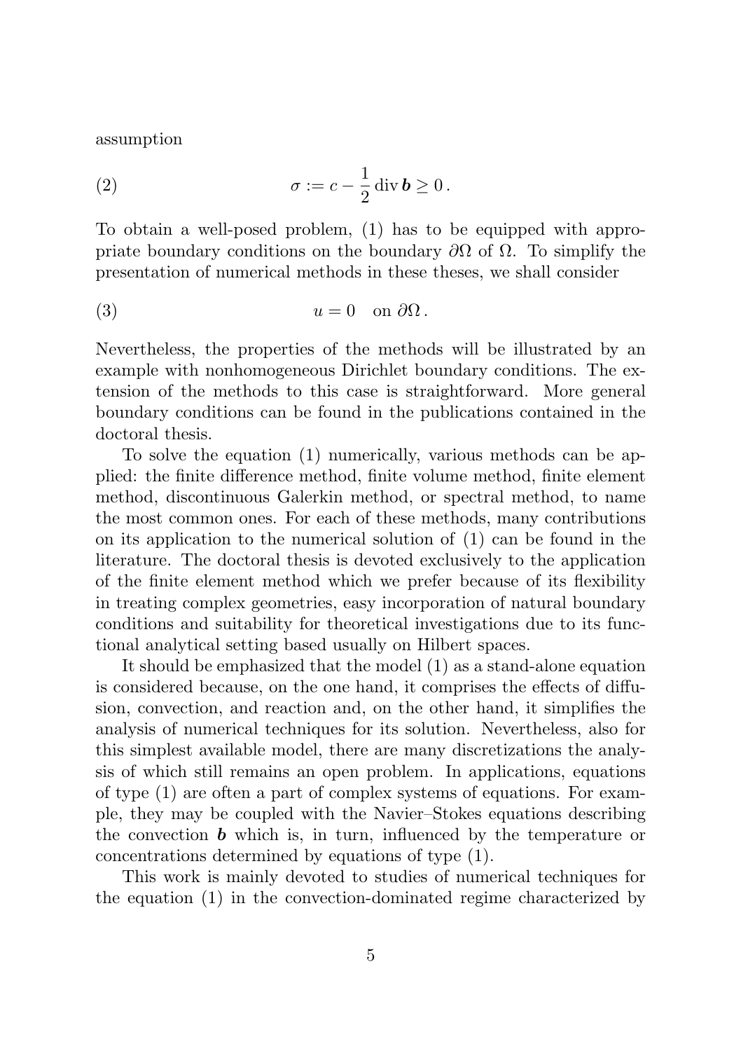assumption

$$\sigma := c - \frac{1}{2}\,\mathrm{div}\,\boldsymbol{b} \geq 0\,. \tag{2}$$

To obtain a well-posed problem, (1) has to be equipped with appropriate boundary conditions on the boundary $\partial\Omega$ of $\Omega$. To simplify the presentation of numerical methods in these theses, we shall consider

$$u = 0 \quad \text{on } \partial\Omega\,. \tag{3}$$

Nevertheless, the properties of the methods will be illustrated by an example with nonhomogeneous Dirichlet boundary conditions. The extension of the methods to this case is straightforward. More general boundary conditions can be found in the publications contained in the doctoral thesis.

To solve the equation (1) numerically, various methods can be applied: the finite difference method, finite volume method, finite element method, discontinuous Galerkin method, or spectral method, to name the most common ones. For each of these methods, many contributions on its application to the numerical solution of (1) can be found in the literature. The doctoral thesis is devoted exclusively to the application of the finite element method which we prefer because of its flexibility in treating complex geometries, easy incorporation of natural boundary conditions and suitability for theoretical investigations due to its functional analytical setting based usually on Hilbert spaces.

It should be emphasized that the model (1) as a stand-alone equation is considered because, on the one hand, it comprises the effects of diffusion, convection, and reaction and, on the other hand, it simplifies the analysis of numerical techniques for its solution. Nevertheless, also for this simplest available model, there are many discretizations the analysis of which still remains an open problem. In applications, equations of type (1) are often a part of complex systems of equations. For example, they may be coupled with the Navier–Stokes equations describing the convection $\boldsymbol{b}$ which is, in turn, influenced by the temperature or concentrations determined by equations of type (1).

This work is mainly devoted to studies of numerical techniques for the equation (1) in the convection-dominated regime characterized by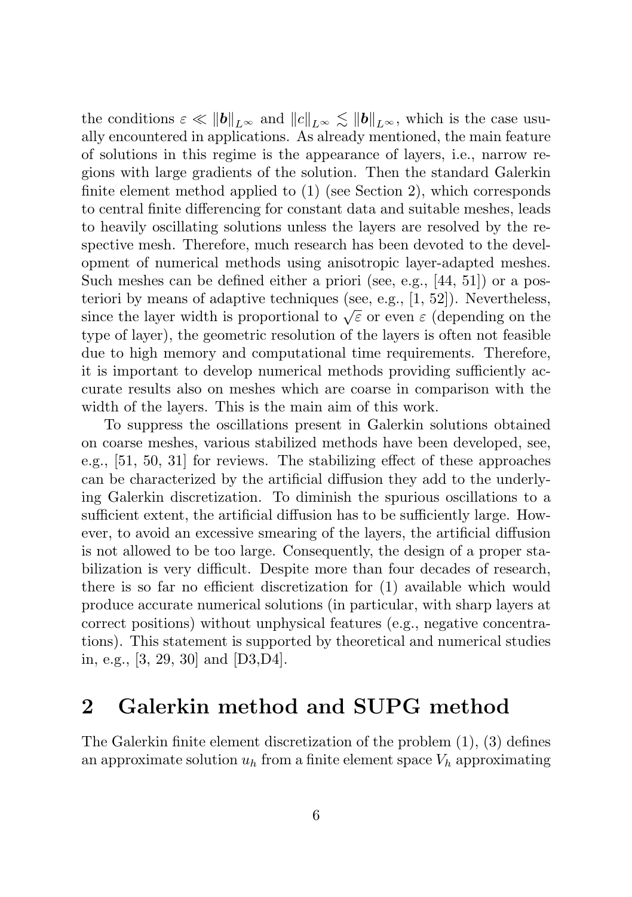the conditions $\varepsilon \ll \|\boldsymbol{b}\|_{L^\infty}$ and $\|c\|_{L^\infty} \lesssim \|\boldsymbol{b}\|_{L^\infty}$, which is the case usually encountered in applications. As already mentioned, the main feature of solutions in this regime is the appearance of layers, i.e., narrow regions with large gradients of the solution. Then the standard Galerkin finite element method applied to (1) (see Section 2), which corresponds to central finite differencing for constant data and suitable meshes, leads to heavily oscillating solutions unless the layers are resolved by the respective mesh. Therefore, much research has been devoted to the development of numerical methods using anisotropic layer-adapted meshes. Such meshes can be defined either a priori (see, e.g., [44, 51]) or a posteriori by means of adaptive techniques (see, e.g., [1, 52]). Nevertheless, since the layer width is proportional to $\sqrt{\varepsilon}$ or even $\varepsilon$ (depending on the type of layer), the geometric resolution of the layers is often not feasible due to high memory and computational time requirements. Therefore, it is important to develop numerical methods providing sufficiently accurate results also on meshes which are coarse in comparison with the width of the layers. This is the main aim of this work.

To suppress the oscillations present in Galerkin solutions obtained on coarse meshes, various stabilized methods have been developed, see, e.g., [51, 50, 31] for reviews. The stabilizing effect of these approaches can be characterized by the artificial diffusion they add to the underlying Galerkin discretization. To diminish the spurious oscillations to a sufficient extent, the artificial diffusion has to be sufficiently large. However, to avoid an excessive smearing of the layers, the artificial diffusion is not allowed to be too large. Consequently, the design of a proper stabilization is very difficult. Despite more than four decades of research, there is so far no efficient discretization for (1) available which would produce accurate numerical solutions (in particular, with sharp layers at correct positions) without unphysical features (e.g., negative concentrations). This statement is supported by theoretical and numerical studies in, e.g., [3, 29, 30] and [D3,D4].

# 2 Galerkin method and SUPG method

The Galerkin finite element discretization of the problem (1), (3) defines an approximate solution $u_h$ from a finite element space $V_h$ approximating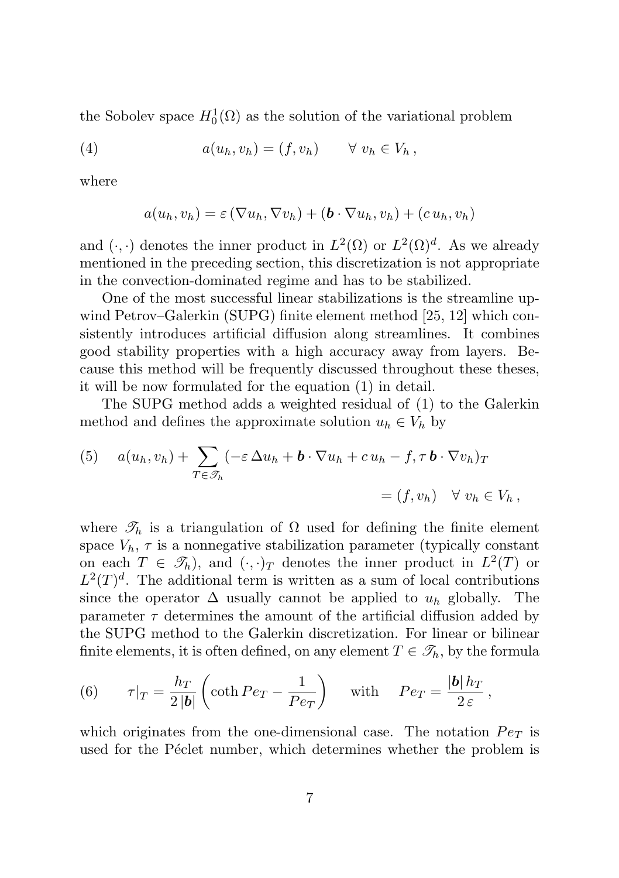the Sobolev space $H_0^1(\Omega)$ as the solution of the variational problem

$$a(u_h, v_h) = (f, v_h) \qquad \forall\; v_h \in V_h\,, \tag{4}$$

where

$$a(u_h, v_h) = \varepsilon\,(\nabla u_h, \nabla v_h) + (\boldsymbol{b}\cdot\nabla u_h, v_h) + (c\,u_h, v_h)$$

and $(\cdot,\cdot)$ denotes the inner product in $L^2(\Omega)$ or $L^2(\Omega)^d$. As we already mentioned in the preceding section, this discretization is not appropriate in the convection-dominated regime and has to be stabilized.

One of the most successful linear stabilizations is the streamline upwind Petrov–Galerkin (SUPG) finite element method [25, 12] which consistently introduces artificial diffusion along streamlines. It combines good stability properties with a high accuracy away from layers. Because this method will be frequently discussed throughout these theses, it will be now formulated for the equation (1) in detail.

The SUPG method adds a weighted residual of (1) to the Galerkin method and defines the approximate solution $u_h \in V_h$ by

$$a(u_h, v_h) + \sum_{T\in\mathscr{T}_h} (-\varepsilon\,\Delta u_h + \boldsymbol{b}\cdot\nabla u_h + c\,u_h - f, \tau\,\boldsymbol{b}\cdot\nabla v_h)_T = (f, v_h) \quad \forall\; v_h \in V_h\,, \tag{5}$$

where $\mathscr{T}_h$ is a triangulation of $\Omega$ used for defining the finite element space $V_h$, $\tau$ is a nonnegative stabilization parameter (typically constant on each $T \in \mathscr{T}_h$), and $(\cdot,\cdot)_T$ denotes the inner product in $L^2(T)$ or $L^2(T)^d$. The additional term is written as a sum of local contributions since the operator $\Delta$ usually cannot be applied to $u_h$ globally. The parameter $\tau$ determines the amount of the artificial diffusion added by the SUPG method to the Galerkin discretization. For linear or bilinear finite elements, it is often defined, on any element $T \in \mathscr{T}_h$, by the formula

$$\tau|_T = \frac{h_T}{2\,|\boldsymbol{b}|}\left(\coth Pe_T - \frac{1}{Pe_T}\right) \qquad \text{with} \qquad Pe_T = \frac{|\boldsymbol{b}|\,h_T}{2\,\varepsilon}\,, \tag{6}$$

which originates from the one-dimensional case. The notation $Pe_T$ is used for the Péclet number, which determines whether the problem is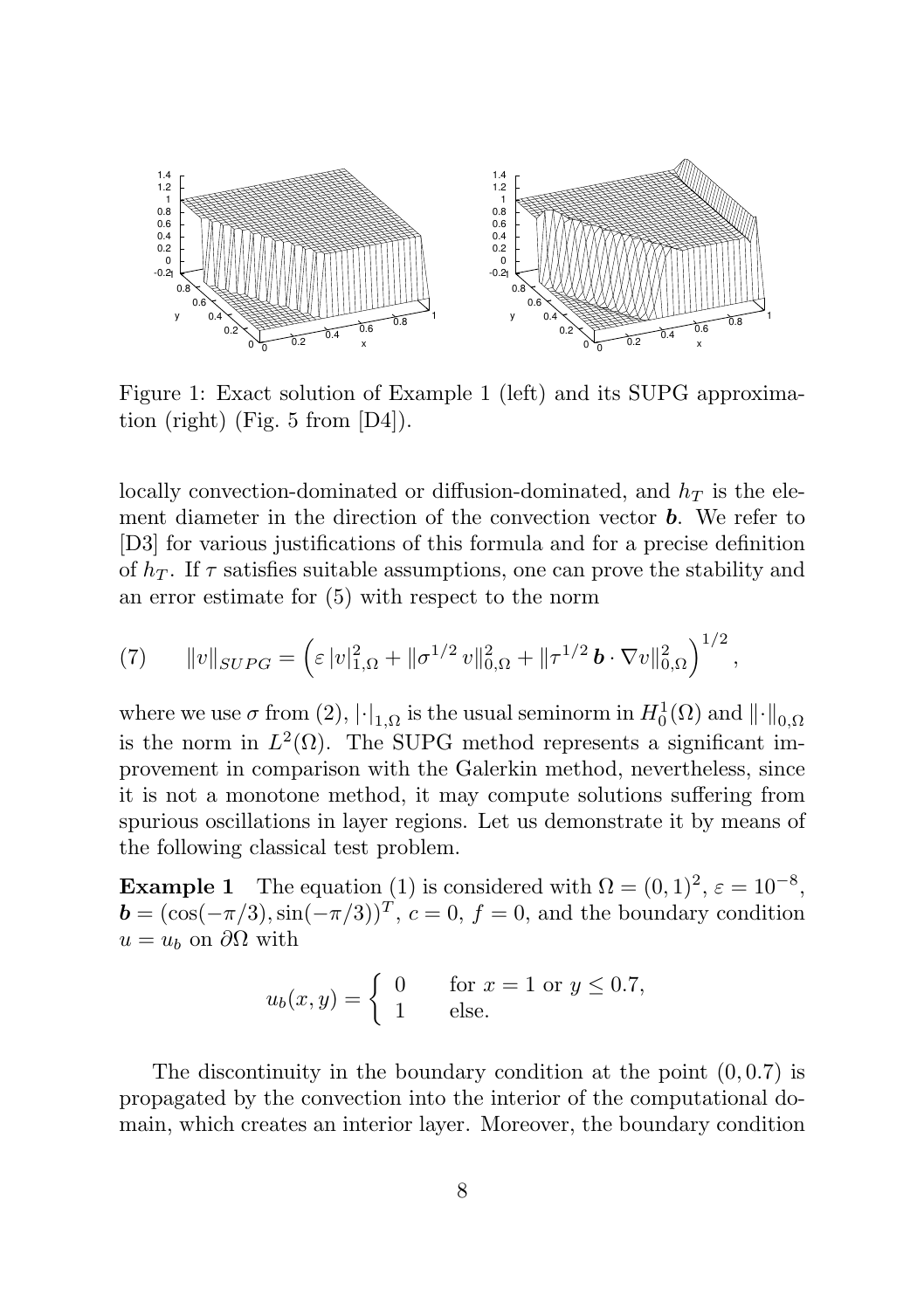Figure 1: Exact solution of Example 1 (left) and its SUPG approximation (right) (Fig. 5 from [D4]).

locally convection-dominated or diffusion-dominated, and $h_T$ is the element diameter in the direction of the convection vector $\boldsymbol{b}$. We refer to [D3] for various justifications of this formula and for a precise definition of $h_T$. If $\tau$ satisfies suitable assumptions, one can prove the stability and an error estimate for (5) with respect to the norm

$$
(7) \qquad \|v\|_{SUPG} = \left(\varepsilon\, |v|_{1,\Omega}^2 + \|\sigma^{1/2}\, v\|_{0,\Omega}^2 + \|\tau^{1/2}\, \boldsymbol{b} \cdot \nabla v\|_{0,\Omega}^2\right)^{1/2},
$$

where we use $\sigma$ from (2), $|\cdot|_{1,\Omega}$ is the usual seminorm in $H_0^1(\Omega)$ and $\|\cdot\|_{0,\Omega}$ is the norm in $L^2(\Omega)$. The SUPG method represents a significant improvement in comparison with the Galerkin method, nevertheless, since it is not a monotone method, it may compute solutions suffering from spurious oscillations in layer regions. Let us demonstrate it by means of the following classical test problem.

**Example 1** The equation (1) is considered with $\Omega = (0,1)^2$, $\varepsilon = 10^{-8}$, $\boldsymbol{b} = (\cos(-\pi/3), \sin(-\pi/3))^T$, $c = 0$, $f = 0$, and the boundary condition $u = u_b$ on $\partial\Omega$ with

$$
u_b(x,y) = \begin{cases} 0 & \text{for } x = 1 \text{ or } y \leq 0.7, \\ 1 & \text{else.} \end{cases}
$$

The discontinuity in the boundary condition at the point $(0, 0.7)$ is propagated by the convection into the interior of the computational domain, which creates an interior layer. Moreover, the boundary condition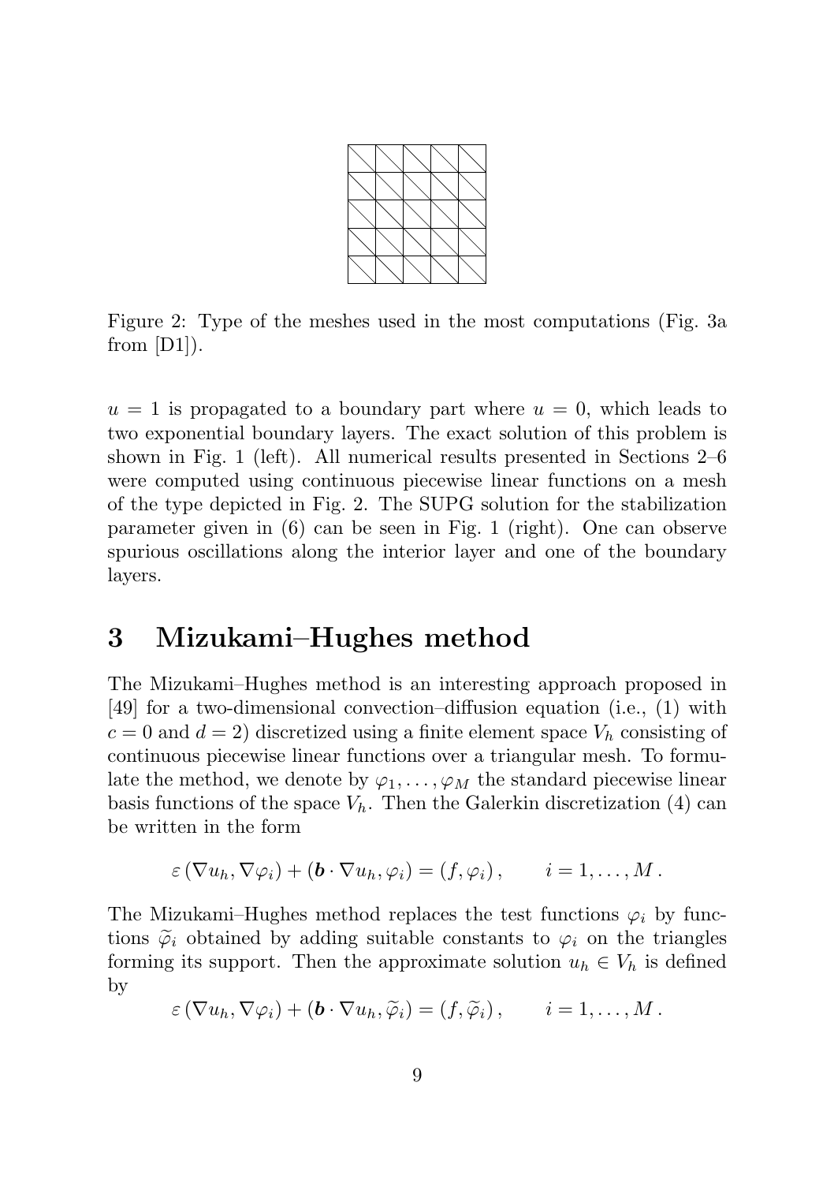Figure 2: Type of the meshes used in the most computations (Fig. 3a from [D1]).

$u = 1$ is propagated to a boundary part where $u = 0$, which leads to two exponential boundary layers. The exact solution of this problem is shown in Fig. 1 (left). All numerical results presented in Sections 2–6 were computed using continuous piecewise linear functions on a mesh of the type depicted in Fig. 2. The SUPG solution for the stabilization parameter given in (6) can be seen in Fig. 1 (right). One can observe spurious oscillations along the interior layer and one of the boundary layers.

# 3 Mizukami–Hughes method

The Mizukami–Hughes method is an interesting approach proposed in [49] for a two-dimensional convection–diffusion equation (i.e., (1) with $c = 0$ and $d = 2$) discretized using a finite element space $V_h$ consisting of continuous piecewise linear functions over a triangular mesh. To formulate the method, we denote by $\varphi_1, \dots, \varphi_M$ the standard piecewise linear basis functions of the space $V_h$. Then the Galerkin discretization (4) can be written in the form

$$\varepsilon \, (\nabla u_h, \nabla \varphi_i) + (\boldsymbol{b} \cdot \nabla u_h, \varphi_i) = (f, \varphi_i) \,, \qquad i = 1, \dots, M \,.$$

The Mizukami–Hughes method replaces the test functions $\varphi_i$ by functions $\widetilde{\varphi}_i$ obtained by adding suitable constants to $\varphi_i$ on the triangles forming its support. Then the approximate solution $u_h \in V_h$ is defined by

$$\varepsilon \, (\nabla u_h, \nabla \varphi_i) + (\boldsymbol{b} \cdot \nabla u_h, \widetilde{\varphi}_i) = (f, \widetilde{\varphi}_i) \,, \qquad i = 1, \dots, M \,.$$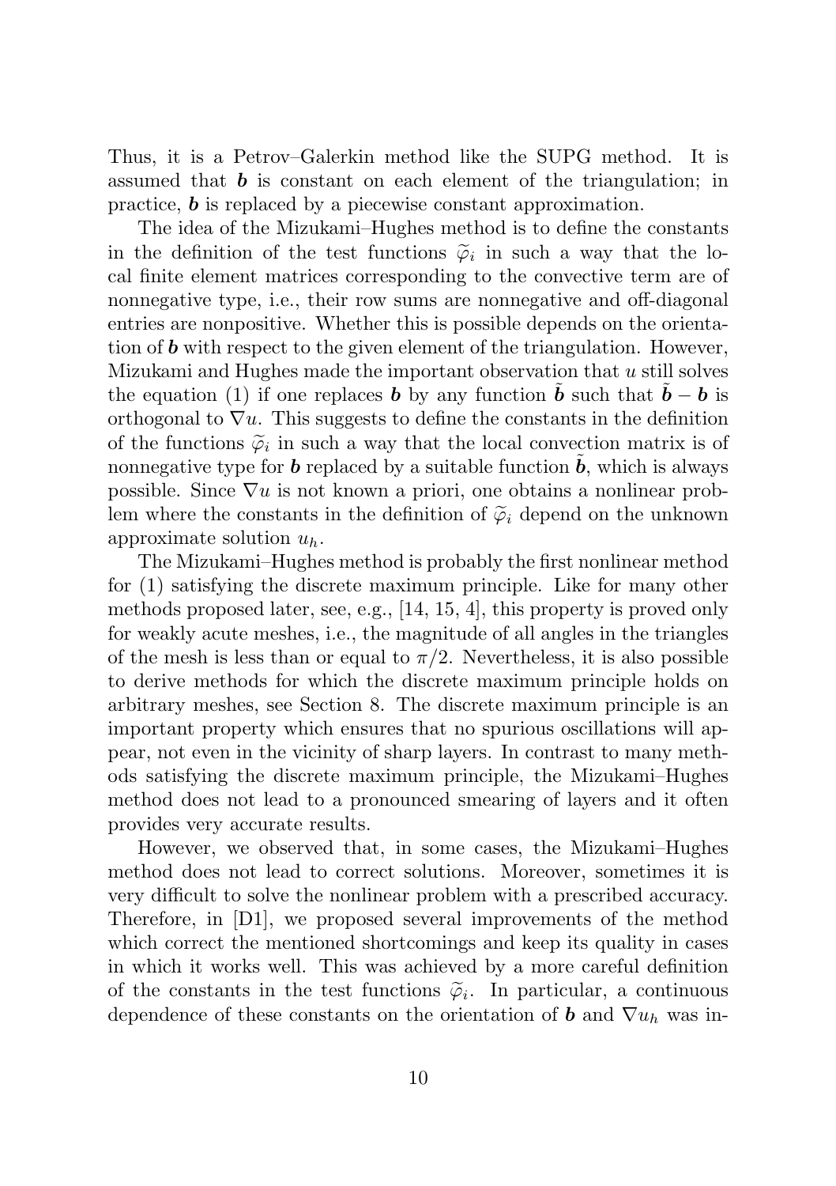Thus, it is a Petrov–Galerkin method like the SUPG method. It is assumed that $\boldsymbol{b}$ is constant on each element of the triangulation; in practice, $\boldsymbol{b}$ is replaced by a piecewise constant approximation.

The idea of the Mizukami–Hughes method is to define the constants in the definition of the test functions $\widetilde{\varphi}_i$ in such a way that the local finite element matrices corresponding to the convective term are of nonnegative type, i.e., their row sums are nonnegative and off-diagonal entries are nonpositive. Whether this is possible depends on the orientation of $\boldsymbol{b}$ with respect to the given element of the triangulation. However, Mizukami and Hughes made the important observation that $u$ still solves the equation (1) if one replaces $\boldsymbol{b}$ by any function $\tilde{\boldsymbol{b}}$ such that $\tilde{\boldsymbol{b}} - \boldsymbol{b}$ is orthogonal to $\nabla u$. This suggests to define the constants in the definition of the functions $\widetilde{\varphi}_i$ in such a way that the local convection matrix is of nonnegative type for $\boldsymbol{b}$ replaced by a suitable function $\tilde{\boldsymbol{b}}$, which is always possible. Since $\nabla u$ is not known a priori, one obtains a nonlinear problem where the constants in the definition of $\widetilde{\varphi}_i$ depend on the unknown approximate solution $u_h$.

The Mizukami–Hughes method is probably the first nonlinear method for (1) satisfying the discrete maximum principle. Like for many other methods proposed later, see, e.g., [14, 15, 4], this property is proved only for weakly acute meshes, i.e., the magnitude of all angles in the triangles of the mesh is less than or equal to $\pi/2$. Nevertheless, it is also possible to derive methods for which the discrete maximum principle holds on arbitrary meshes, see Section 8. The discrete maximum principle is an important property which ensures that no spurious oscillations will appear, not even in the vicinity of sharp layers. In contrast to many methods satisfying the discrete maximum principle, the Mizukami–Hughes method does not lead to a pronounced smearing of layers and it often provides very accurate results.

However, we observed that, in some cases, the Mizukami–Hughes method does not lead to correct solutions. Moreover, sometimes it is very difficult to solve the nonlinear problem with a prescribed accuracy. Therefore, in [D1], we proposed several improvements of the method which correct the mentioned shortcomings and keep its quality in cases in which it works well. This was achieved by a more careful definition of the constants in the test functions $\widetilde{\varphi}_i$. In particular, a continuous dependence of these constants on the orientation of $\boldsymbol{b}$ and $\nabla u_h$ was in-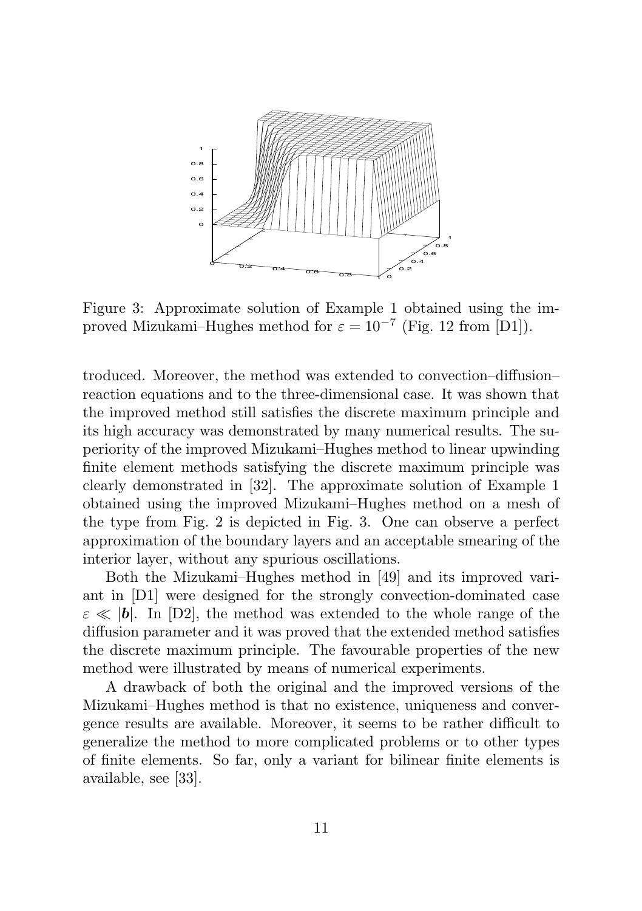Figure 3: Approximate solution of Example 1 obtained using the improved Mizukami–Hughes method for $\varepsilon = 10^{-7}$ (Fig. 12 from [D1]).

troduced. Moreover, the method was extended to convection–diffusion–reaction equations and to the three-dimensional case. It was shown that the improved method still satisfies the discrete maximum principle and its high accuracy was demonstrated by many numerical results. The superiority of the improved Mizukami–Hughes method to linear upwinding finite element methods satisfying the discrete maximum principle was clearly demonstrated in [32]. The approximate solution of Example 1 obtained using the improved Mizukami–Hughes method on a mesh of the type from Fig. 2 is depicted in Fig. 3. One can observe a perfect approximation of the boundary layers and an acceptable smearing of the interior layer, without any spurious oscillations.

Both the Mizukami–Hughes method in [49] and its improved variant in [D1] were designed for the strongly convection-dominated case $\varepsilon \ll |\boldsymbol{b}|$. In [D2], the method was extended to the whole range of the diffusion parameter and it was proved that the extended method satisfies the discrete maximum principle. The favourable properties of the new method were illustrated by means of numerical experiments.

A drawback of both the original and the improved versions of the Mizukami–Hughes method is that no existence, uniqueness and convergence results are available. Moreover, it seems to be rather difficult to generalize the method to more complicated problems or to other types of finite elements. So far, only a variant for bilinear finite elements is available, see [33].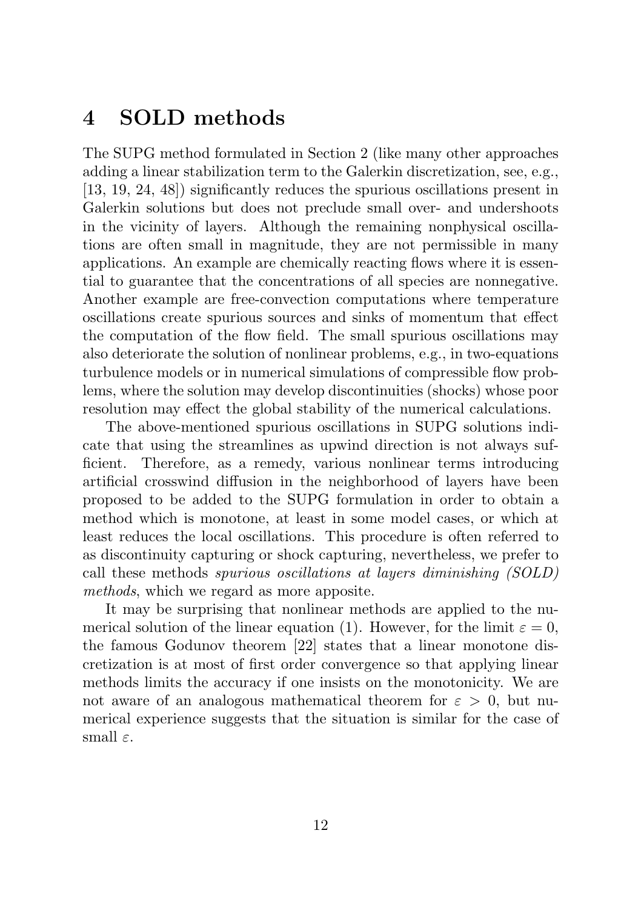# 4 SOLD methods

The SUPG method formulated in Section 2 (like many other approaches adding a linear stabilization term to the Galerkin discretization, see, e.g., [13, 19, 24, 48]) significantly reduces the spurious oscillations present in Galerkin solutions but does not preclude small over- and undershoots in the vicinity of layers. Although the remaining nonphysical oscillations are often small in magnitude, they are not permissible in many applications. An example are chemically reacting flows where it is essential to guarantee that the concentrations of all species are nonnegative. Another example are free-convection computations where temperature oscillations create spurious sources and sinks of momentum that effect the computation of the flow field. The small spurious oscillations may also deteriorate the solution of nonlinear problems, e.g., in two-equations turbulence models or in numerical simulations of compressible flow problems, where the solution may develop discontinuities (shocks) whose poor resolution may effect the global stability of the numerical calculations.

The above-mentioned spurious oscillations in SUPG solutions indicate that using the streamlines as upwind direction is not always sufficient. Therefore, as a remedy, various nonlinear terms introducing artificial crosswind diffusion in the neighborhood of layers have been proposed to be added to the SUPG formulation in order to obtain a method which is monotone, at least in some model cases, or which at least reduces the local oscillations. This procedure is often referred to as discontinuity capturing or shock capturing, nevertheless, we prefer to call these methods *spurious oscillations at layers diminishing (SOLD) methods*, which we regard as more apposite.

It may be surprising that nonlinear methods are applied to the numerical solution of the linear equation (1). However, for the limit $\varepsilon = 0$, the famous Godunov theorem [22] states that a linear monotone discretization is at most of first order convergence so that applying linear methods limits the accuracy if one insists on the monotonicity. We are not aware of an analogous mathematical theorem for $\varepsilon > 0$, but numerical experience suggests that the situation is similar for the case of small $\varepsilon$.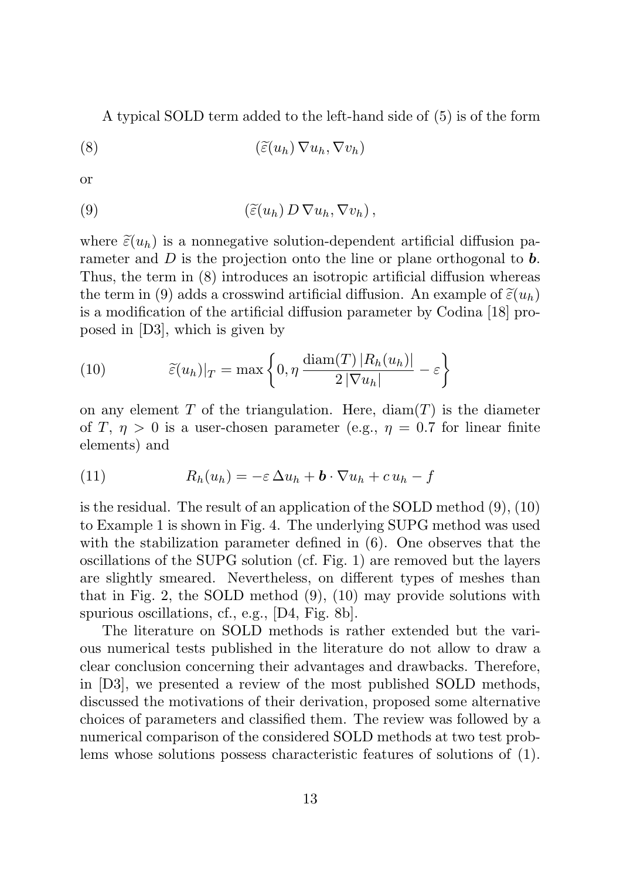A typical SOLD term added to the left-hand side of (5) is of the form

$$(\widetilde{\varepsilon}(u_h)\,\nabla u_h, \nabla v_h) \tag{8}$$

or

$$(\widetilde{\varepsilon}(u_h)\,D\,\nabla u_h, \nabla v_h)\,, \tag{9}$$

where $\widetilde{\varepsilon}(u_h)$ is a nonnegative solution-dependent artificial diffusion parameter and $D$ is the projection onto the line or plane orthogonal to $\boldsymbol{b}$. Thus, the term in (8) introduces an isotropic artificial diffusion whereas the term in (9) adds a crosswind artificial diffusion. An example of $\widetilde{\varepsilon}(u_h)$ is a modification of the artificial diffusion parameter by Codina [18] proposed in [D3], which is given by

$$\widetilde{\varepsilon}(u_h)|_T = \max\left\{0, \eta\,\frac{\mathrm{diam}(T)\,|R_h(u_h)|}{2\,|\nabla u_h|} - \varepsilon\right\} \tag{10}$$

on any element $T$ of the triangulation. Here, $\mathrm{diam}(T)$ is the diameter of $T$, $\eta > 0$ is a user-chosen parameter (e.g., $\eta = 0.7$ for linear finite elements) and

$$R_h(u_h) = -\varepsilon\,\Delta u_h + \boldsymbol{b}\cdot\nabla u_h + c\,u_h - f \tag{11}$$

is the residual. The result of an application of the SOLD method (9), (10) to Example 1 is shown in Fig. 4. The underlying SUPG method was used with the stabilization parameter defined in (6). One observes that the oscillations of the SUPG solution (cf. Fig. 1) are removed but the layers are slightly smeared. Nevertheless, on different types of meshes than that in Fig. 2, the SOLD method (9), (10) may provide solutions with spurious oscillations, cf., e.g., [D4, Fig. 8b].

The literature on SOLD methods is rather extended but the various numerical tests published in the literature do not allow to draw a clear conclusion concerning their advantages and drawbacks. Therefore, in [D3], we presented a review of the most published SOLD methods, discussed the motivations of their derivation, proposed some alternative choices of parameters and classified them. The review was followed by a numerical comparison of the considered SOLD methods at two test problems whose solutions possess characteristic features of solutions of (1).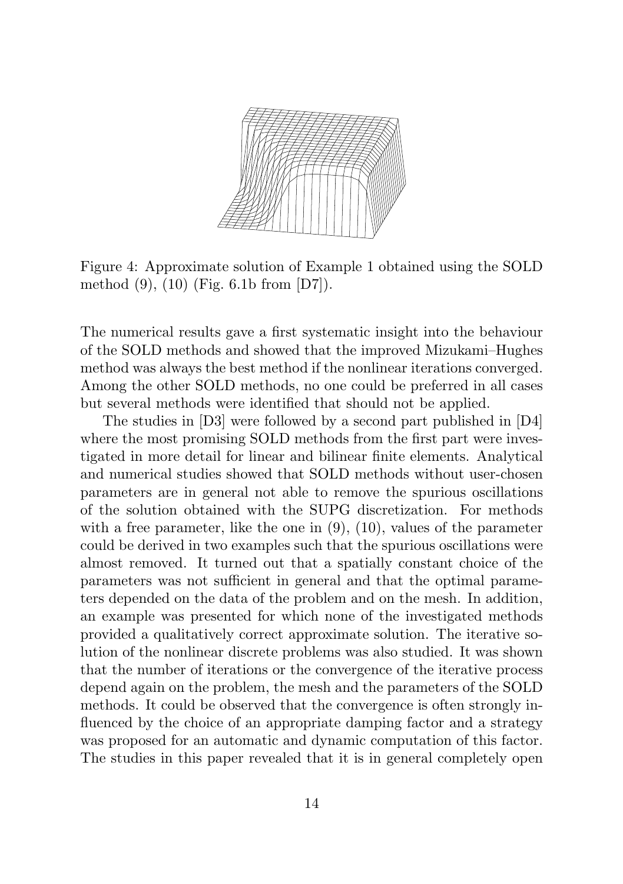Figure 4: Approximate solution of Example 1 obtained using the SOLD method (9), (10) (Fig. 6.1b from [D7]).

The numerical results gave a first systematic insight into the behaviour of the SOLD methods and showed that the improved Mizukami–Hughes method was always the best method if the nonlinear iterations converged. Among the other SOLD methods, no one could be preferred in all cases but several methods were identified that should not be applied.

The studies in [D3] were followed by a second part published in [D4] where the most promising SOLD methods from the first part were investigated in more detail for linear and bilinear finite elements. Analytical and numerical studies showed that SOLD methods without user-chosen parameters are in general not able to remove the spurious oscillations of the solution obtained with the SUPG discretization. For methods with a free parameter, like the one in (9), (10), values of the parameter could be derived in two examples such that the spurious oscillations were almost removed. It turned out that a spatially constant choice of the parameters was not sufficient in general and that the optimal parameters depended on the data of the problem and on the mesh. In addition, an example was presented for which none of the investigated methods provided a qualitatively correct approximate solution. The iterative solution of the nonlinear discrete problems was also studied. It was shown that the number of iterations or the convergence of the iterative process depend again on the problem, the mesh and the parameters of the SOLD methods. It could be observed that the convergence is often strongly influenced by the choice of an appropriate damping factor and a strategy was proposed for an automatic and dynamic computation of this factor. The studies in this paper revealed that it is in general completely open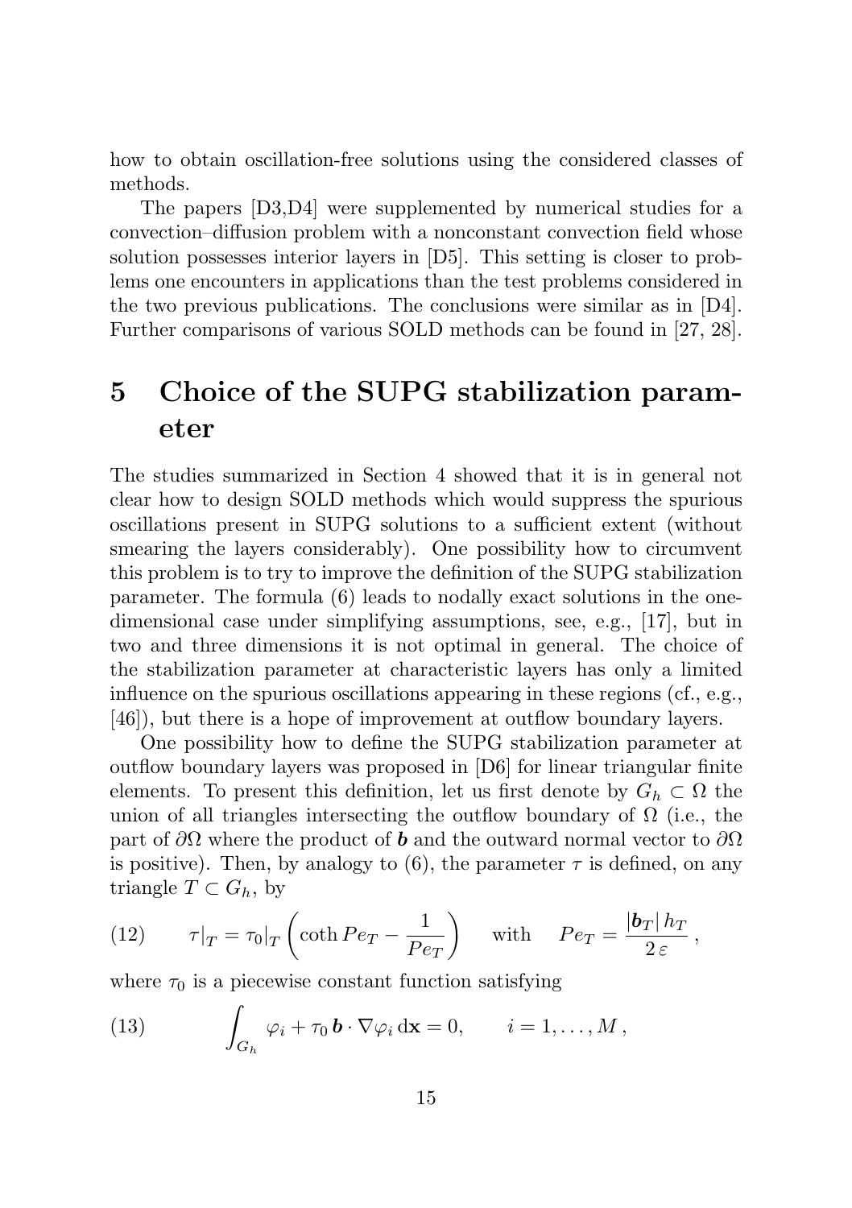how to obtain oscillation-free solutions using the considered classes of methods.

The papers [D3,D4] were supplemented by numerical studies for a convection–diffusion problem with a nonconstant convection field whose solution possesses interior layers in [D5]. This setting is closer to problems one encounters in applications than the test problems considered in the two previous publications. The conclusions were similar as in [D4]. Further comparisons of various SOLD methods can be found in [27, 28].

# 5 Choice of the SUPG stabilization parameter

The studies summarized in Section 4 showed that it is in general not clear how to design SOLD methods which would suppress the spurious oscillations present in SUPG solutions to a sufficient extent (without smearing the layers considerably). One possibility how to circumvent this problem is to try to improve the definition of the SUPG stabilization parameter. The formula (6) leads to nodally exact solutions in the one-dimensional case under simplifying assumptions, see, e.g., [17], but in two and three dimensions it is not optimal in general. The choice of the stabilization parameter at characteristic layers has only a limited influence on the spurious oscillations appearing in these regions (cf., e.g., [46]), but there is a hope of improvement at outflow boundary layers.

One possibility how to define the SUPG stabilization parameter at outflow boundary layers was proposed in [D6] for linear triangular finite elements. To present this definition, let us first denote by $G_h \subset \Omega$ the union of all triangles intersecting the outflow boundary of $\Omega$ (i.e., the part of $\partial\Omega$ where the product of $\boldsymbol{b}$ and the outward normal vector to $\partial\Omega$ is positive). Then, by analogy to (6), the parameter $\tau$ is defined, on any triangle $T \subset G_h$, by

$$\tau|_T = \tau_0|_T \left( \coth Pe_T - \frac{1}{Pe_T} \right) \qquad \text{with} \qquad Pe_T = \frac{|\boldsymbol{b}_T|\, h_T}{2\,\varepsilon}\,, \tag{12}$$

where $\tau_0$ is a piecewise constant function satisfying

$$\int_{G_h} \varphi_i + \tau_0\, \boldsymbol{b} \cdot \nabla \varphi_i \, \mathrm{d}\mathbf{x} = 0, \qquad i = 1, \ldots, M\,, \tag{13}$$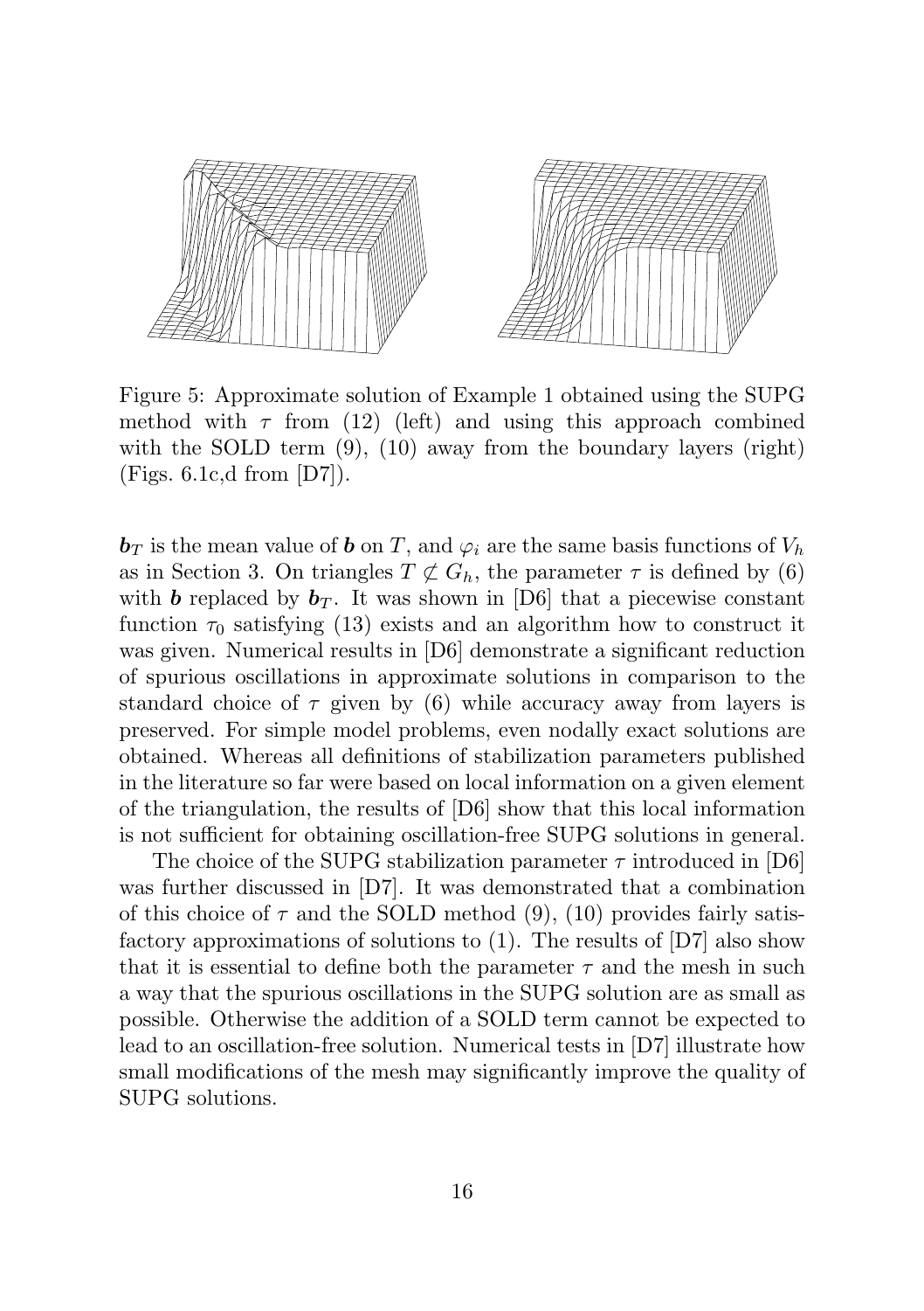Figure 5: Approximate solution of Example 1 obtained using the SUPG method with $\tau$ from (12) (left) and using this approach combined with the SOLD term (9), (10) away from the boundary layers (right) (Figs. 6.1c,d from [D7]).

$\boldsymbol{b}_T$ is the mean value of $\boldsymbol{b}$ on $T$, and $\varphi_i$ are the same basis functions of $V_h$ as in Section 3. On triangles $T \not\subset G_h$, the parameter $\tau$ is defined by (6) with $\boldsymbol{b}$ replaced by $\boldsymbol{b}_T$. It was shown in [D6] that a piecewise constant function $\tau_0$ satisfying (13) exists and an algorithm how to construct it was given. Numerical results in [D6] demonstrate a significant reduction of spurious oscillations in approximate solutions in comparison to the standard choice of $\tau$ given by (6) while accuracy away from layers is preserved. For simple model problems, even nodally exact solutions are obtained. Whereas all definitions of stabilization parameters published in the literature so far were based on local information on a given element of the triangulation, the results of [D6] show that this local information is not sufficient for obtaining oscillation-free SUPG solutions in general.

The choice of the SUPG stabilization parameter $\tau$ introduced in [D6] was further discussed in [D7]. It was demonstrated that a combination of this choice of $\tau$ and the SOLD method (9), (10) provides fairly satisfactory approximations of solutions to (1). The results of [D7] also show that it is essential to define both the parameter $\tau$ and the mesh in such a way that the spurious oscillations in the SUPG solution are as small as possible. Otherwise the addition of a SOLD term cannot be expected to lead to an oscillation-free solution. Numerical tests in [D7] illustrate how small modifications of the mesh may significantly improve the quality of SUPG solutions.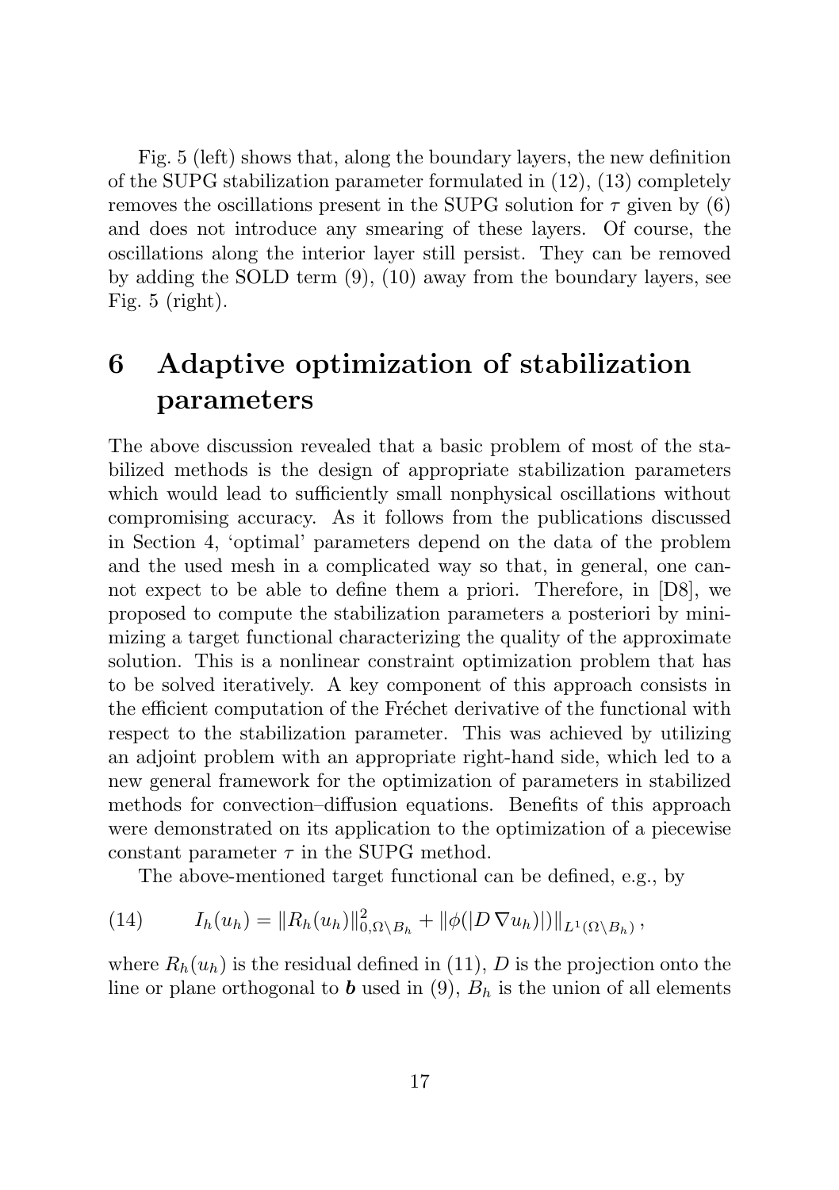Fig. 5 (left) shows that, along the boundary layers, the new definition of the SUPG stabilization parameter formulated in (12), (13) completely removes the oscillations present in the SUPG solution for $\tau$ given by (6) and does not introduce any smearing of these layers. Of course, the oscillations along the interior layer still persist. They can be removed by adding the SOLD term (9), (10) away from the boundary layers, see Fig. 5 (right).

# 6 Adaptive optimization of stabilization parameters

The above discussion revealed that a basic problem of most of the stabilized methods is the design of appropriate stabilization parameters which would lead to sufficiently small nonphysical oscillations without compromising accuracy. As it follows from the publications discussed in Section 4, 'optimal' parameters depend on the data of the problem and the used mesh in a complicated way so that, in general, one cannot expect to be able to define them a priori. Therefore, in [D8], we proposed to compute the stabilization parameters a posteriori by minimizing a target functional characterizing the quality of the approximate solution. This is a nonlinear constraint optimization problem that has to be solved iteratively. A key component of this approach consists in the efficient computation of the Fréchet derivative of the functional with respect to the stabilization parameter. This was achieved by utilizing an adjoint problem with an appropriate right-hand side, which led to a new general framework for the optimization of parameters in stabilized methods for convection–diffusion equations. Benefits of this approach were demonstrated on its application to the optimization of a piecewise constant parameter $\tau$ in the SUPG method.

The above-mentioned target functional can be defined, e.g., by

$$I_h(u_h) = \|R_h(u_h)\|^2_{0,\Omega\setminus B_h} + \|\phi(|D\,\nabla u_h)|)\|_{L^1(\Omega\setminus B_h)}\,, \tag{14}$$

where $R_h(u_h)$ is the residual defined in (11), $D$ is the projection onto the line or plane orthogonal to $\boldsymbol{b}$ used in (9), $B_h$ is the union of all elements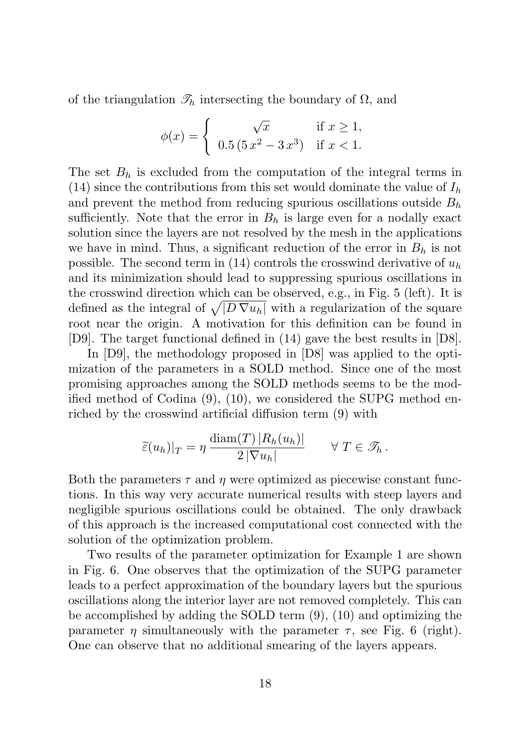of the triangulation $\mathscr{T}_h$ intersecting the boundary of $\Omega$, and

$$\phi(x) = \begin{cases} \sqrt{x} & \text{if } x \geq 1, \\ 0.5\,(5\,x^2 - 3\,x^3) & \text{if } x < 1. \end{cases}$$

The set $B_h$ is excluded from the computation of the integral terms in (14) since the contributions from this set would dominate the value of $I_h$ and prevent the method from reducing spurious oscillations outside $B_h$ sufficiently. Note that the error in $B_h$ is large even for a nodally exact solution since the layers are not resolved by the mesh in the applications we have in mind. Thus, a significant reduction of the error in $B_h$ is not possible. The second term in (14) controls the crosswind derivative of $u_h$ and its minimization should lead to suppressing spurious oscillations in the crosswind direction which can be observed, e.g., in Fig. 5 (left). It is defined as the integral of $\sqrt{|D\,\nabla u_h|}$ with a regularization of the square root near the origin. A motivation for this definition can be found in [D9]. The target functional defined in (14) gave the best results in [D8].

In [D9], the methodology proposed in [D8] was applied to the optimization of the parameters in a SOLD method. Since one of the most promising approaches among the SOLD methods seems to be the modified method of Codina (9), (10), we considered the SUPG method enriched by the crosswind artificial diffusion term (9) with

$$\widetilde{\varepsilon}(u_h)|_T = \eta\,\frac{\mathrm{diam}(T)\,|R_h(u_h)|}{2\,|\nabla u_h|} \qquad \forall\ T \in \mathscr{T}_h\,.$$

Both the parameters $\tau$ and $\eta$ were optimized as piecewise constant functions. In this way very accurate numerical results with steep layers and negligible spurious oscillations could be obtained. The only drawback of this approach is the increased computational cost connected with the solution of the optimization problem.

Two results of the parameter optimization for Example 1 are shown in Fig. 6. One observes that the optimization of the SUPG parameter leads to a perfect approximation of the boundary layers but the spurious oscillations along the interior layer are not removed completely. This can be accomplished by adding the SOLD term (9), (10) and optimizing the parameter $\eta$ simultaneously with the parameter $\tau$, see Fig. 6 (right). One can observe that no additional smearing of the layers appears.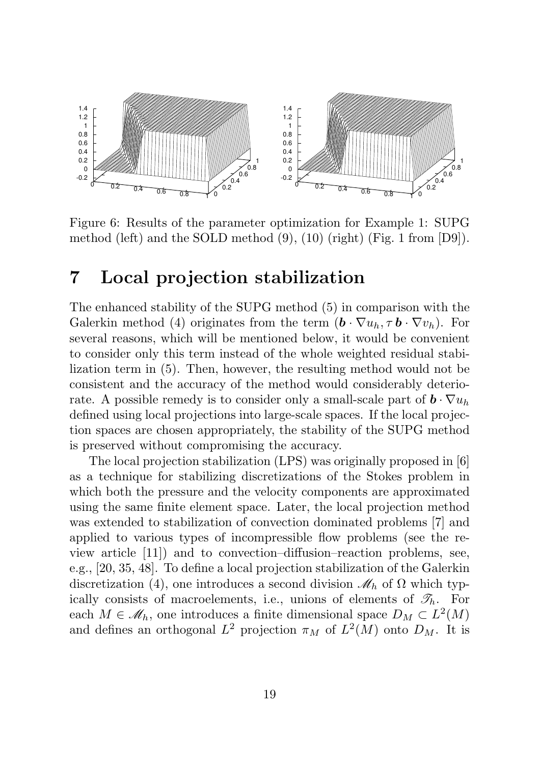Figure 6: Results of the parameter optimization for Example 1: SUPG method (left) and the SOLD method (9), (10) (right) (Fig. 1 from [D9]).

# 7 Local projection stabilization

The enhanced stability of the SUPG method (5) in comparison with the Galerkin method (4) originates from the term $(\boldsymbol{b} \cdot \nabla u_h, \tau \, \boldsymbol{b} \cdot \nabla v_h)$. For several reasons, which will be mentioned below, it would be convenient to consider only this term instead of the whole weighted residual stabilization term in (5). Then, however, the resulting method would not be consistent and the accuracy of the method would considerably deteriorate. A possible remedy is to consider only a small-scale part of $\boldsymbol{b} \cdot \nabla u_h$ defined using local projections into large-scale spaces. If the local projection spaces are chosen appropriately, the stability of the SUPG method is preserved without compromising the accuracy.

The local projection stabilization (LPS) was originally proposed in [6] as a technique for stabilizing discretizations of the Stokes problem in which both the pressure and the velocity components are approximated using the same finite element space. Later, the local projection method was extended to stabilization of convection dominated problems [7] and applied to various types of incompressible flow problems (see the review article [11]) and to convection–diffusion–reaction problems, see, e.g., [20, 35, 48]. To define a local projection stabilization of the Galerkin discretization (4), one introduces a second division $\mathscr{M}_h$ of $\Omega$ which typically consists of macroelements, i.e., unions of elements of $\mathscr{T}_h$. For each $M \in \mathscr{M}_h$, one introduces a finite dimensional space $D_M \subset L^2(M)$ and defines an orthogonal $L^2$ projection $\pi_M$ of $L^2(M)$ onto $D_M$. It is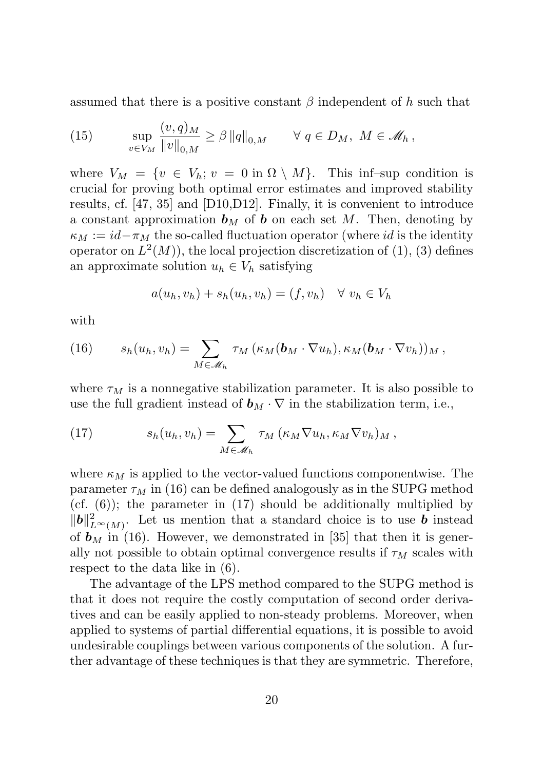assumed that there is a positive constant $\beta$ independent of $h$ such that

$$\sup_{v \in V_M} \frac{(v,q)_M}{\|v\|_{0,M}} \geq \beta \, \|q\|_{0,M} \qquad \forall \; q \in D_M, \; M \in \mathscr{M}_h \, , \tag{15}$$

where $V_M = \{v \in V_h; \, v = 0 \text{ in } \Omega \setminus M\}$. This inf–sup condition is crucial for proving both optimal error estimates and improved stability results, cf. [47, 35] and [D10,D12]. Finally, it is convenient to introduce a constant approximation $\boldsymbol{b}_M$ of $\boldsymbol{b}$ on each set $M$. Then, denoting by $\kappa_M := id - \pi_M$ the so-called fluctuation operator (where $id$ is the identity operator on $L^2(M)$), the local projection discretization of (1), (3) defines an approximate solution $u_h \in V_h$ satisfying

$$a(u_h, v_h) + s_h(u_h, v_h) = (f, v_h) \quad \forall \; v_h \in V_h$$

with

$$s_h(u_h, v_h) = \sum_{M \in \mathscr{M}_h} \tau_M \, (\kappa_M(\boldsymbol{b}_M \cdot \nabla u_h), \kappa_M(\boldsymbol{b}_M \cdot \nabla v_h))_M \, , \tag{16}$$

where $\tau_M$ is a nonnegative stabilization parameter. It is also possible to use the full gradient instead of $\boldsymbol{b}_M \cdot \nabla$ in the stabilization term, i.e.,

$$s_h(u_h, v_h) = \sum_{M \in \mathscr{M}_h} \tau_M \, (\kappa_M \nabla u_h, \kappa_M \nabla v_h)_M \, , \tag{17}$$

where $\kappa_M$ is applied to the vector-valued functions componentwise. The parameter $\tau_M$ in (16) can be defined analogously as in the SUPG method (cf. (6)); the parameter in (17) should be additionally multiplied by $\|\boldsymbol{b}\|^2_{L^\infty(M)}$. Let us mention that a standard choice is to use $\boldsymbol{b}$ instead of $\boldsymbol{b}_M$ in (16). However, we demonstrated in [35] that then it is generally not possible to obtain optimal convergence results if $\tau_M$ scales with respect to the data like in (6).

The advantage of the LPS method compared to the SUPG method is that it does not require the costly computation of second order derivatives and can be easily applied to non-steady problems. Moreover, when applied to systems of partial differential equations, it is possible to avoid undesirable couplings between various components of the solution. A further advantage of these techniques is that they are symmetric. Therefore,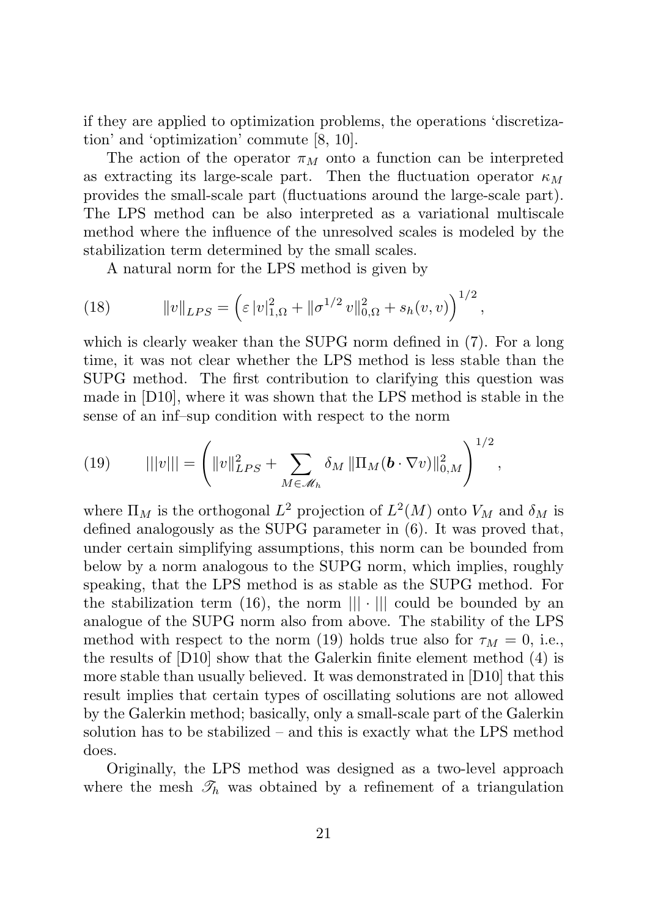if they are applied to optimization problems, the operations 'discretization' and 'optimization' commute [8, 10].

The action of the operator $\pi_M$ onto a function can be interpreted as extracting its large-scale part. Then the fluctuation operator $\kappa_M$ provides the small-scale part (fluctuations around the large-scale part). The LPS method can be also interpreted as a variational multiscale method where the influence of the unresolved scales is modeled by the stabilization term determined by the small scales.

A natural norm for the LPS method is given by

$$\|v\|_{LPS} = \left(\varepsilon\,|v|_{1,\Omega}^2 + \|\sigma^{1/2}\,v\|_{0,\Omega}^2 + s_h(v,v)\right)^{1/2}, \tag{18}$$

which is clearly weaker than the SUPG norm defined in (7). For a long time, it was not clear whether the LPS method is less stable than the SUPG method. The first contribution to clarifying this question was made in [D10], where it was shown that the LPS method is stable in the sense of an inf–sup condition with respect to the norm

$$|||v||| = \left(\|v\|_{LPS}^2 + \sum_{M\in\mathscr{M}_h} \delta_M\,\|\Pi_M(\boldsymbol{b}\cdot\nabla v)\|_{0,M}^2\right)^{1/2}, \tag{19}$$

where $\Pi_M$ is the orthogonal $L^2$ projection of $L^2(M)$ onto $V_M$ and $\delta_M$ is defined analogously as the SUPG parameter in (6). It was proved that, under certain simplifying assumptions, this norm can be bounded from below by a norm analogous to the SUPG norm, which implies, roughly speaking, that the LPS method is as stable as the SUPG method. For the stabilization term (16), the norm $|||\cdot|||$ could be bounded by an analogue of the SUPG norm also from above. The stability of the LPS method with respect to the norm (19) holds true also for $\tau_M = 0$, i.e., the results of [D10] show that the Galerkin finite element method (4) is more stable than usually believed. It was demonstrated in [D10] that this result implies that certain types of oscillating solutions are not allowed by the Galerkin method; basically, only a small-scale part of the Galerkin solution has to be stabilized – and this is exactly what the LPS method does.

Originally, the LPS method was designed as a two-level approach where the mesh $\mathscr{T}_h$ was obtained by a refinement of a triangulation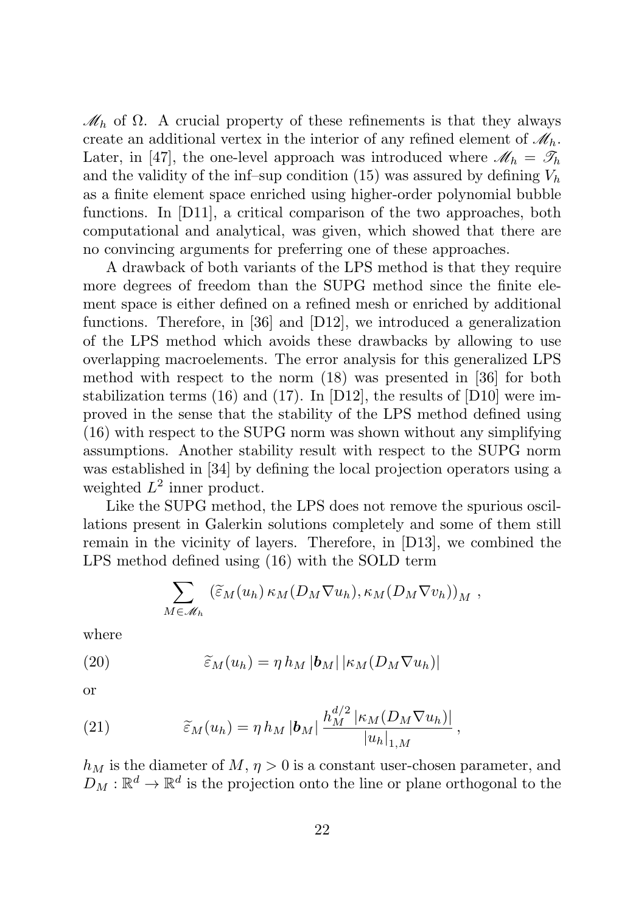$\mathscr{M}_h$ of $\Omega$. A crucial property of these refinements is that they always create an additional vertex in the interior of any refined element of $\mathscr{M}_h$. Later, in [47], the one-level approach was introduced where $\mathscr{M}_h = \mathscr{T}_h$ and the validity of the inf–sup condition (15) was assured by defining $V_h$ as a finite element space enriched using higher-order polynomial bubble functions. In [D11], a critical comparison of the two approaches, both computational and analytical, was given, which showed that there are no convincing arguments for preferring one of these approaches.

A drawback of both variants of the LPS method is that they require more degrees of freedom than the SUPG method since the finite element space is either defined on a refined mesh or enriched by additional functions. Therefore, in [36] and [D12], we introduced a generalization of the LPS method which avoids these drawbacks by allowing to use overlapping macroelements. The error analysis for this generalized LPS method with respect to the norm (18) was presented in [36] for both stabilization terms (16) and (17). In [D12], the results of [D10] were improved in the sense that the stability of the LPS method defined using (16) with respect to the SUPG norm was shown without any simplifying assumptions. Another stability result with respect to the SUPG norm was established in [34] by defining the local projection operators using a weighted $L^2$ inner product.

Like the SUPG method, the LPS does not remove the spurious oscillations present in Galerkin solutions completely and some of them still remain in the vicinity of layers. Therefore, in [D13], we combined the LPS method defined using (16) with the SOLD term

$$\sum_{M\in\mathscr{M}_h} \left(\widetilde{\varepsilon}_M(u_h)\,\kappa_M(D_M\nabla u_h), \kappa_M(D_M\nabla v_h)\right)_M\,,$$

where

$$\widetilde{\varepsilon}_M(u_h) = \eta\, h_M\, |\boldsymbol{b}_M|\, |\kappa_M(D_M\nabla u_h)| \tag{20}$$

or

$$\widetilde{\varepsilon}_M(u_h) = \eta\, h_M\, |\boldsymbol{b}_M|\, \frac{h_M^{d/2}\, |\kappa_M(D_M\nabla u_h)|}{|u_h|_{1,M}}\,, \tag{21}$$

$h_M$ is the diameter of $M$, $\eta > 0$ is a constant user-chosen parameter, and $D_M : \mathbb{R}^d \to \mathbb{R}^d$ is the projection onto the line or plane orthogonal to the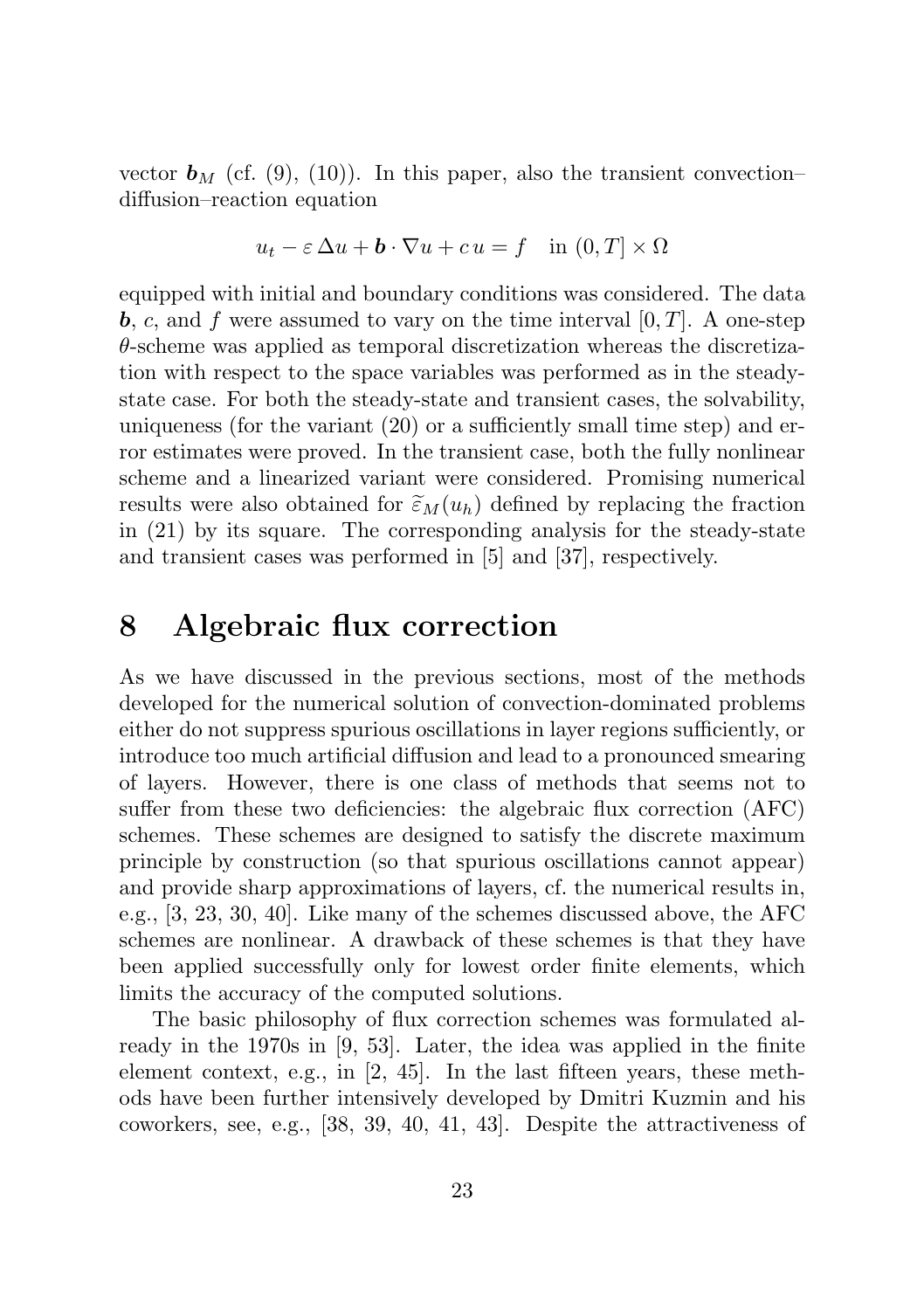vector $\boldsymbol{b}_M$ (cf. (9), (10)). In this paper, also the transient convection–diffusion–reaction equation

$$u_t - \varepsilon\,\Delta u + \boldsymbol{b}\cdot\nabla u + c\,u = f \quad \text{in } (0,T]\times\Omega$$

equipped with initial and boundary conditions was considered. The data $\boldsymbol{b}$, $c$, and $f$ were assumed to vary on the time interval $[0,T]$. A one-step $\theta$-scheme was applied as temporal discretization whereas the discretization with respect to the space variables was performed as in the steady-state case. For both the steady-state and transient cases, the solvability, uniqueness (for the variant (20) or a sufficiently small time step) and error estimates were proved. In the transient case, both the fully nonlinear scheme and a linearized variant were considered. Promising numerical results were also obtained for $\widetilde{\varepsilon}_M(u_h)$ defined by replacing the fraction in (21) by its square. The corresponding analysis for the steady-state and transient cases was performed in [5] and [37], respectively.

# 8 Algebraic flux correction

As we have discussed in the previous sections, most of the methods developed for the numerical solution of convection-dominated problems either do not suppress spurious oscillations in layer regions sufficiently, or introduce too much artificial diffusion and lead to a pronounced smearing of layers. However, there is one class of methods that seems not to suffer from these two deficiencies: the algebraic flux correction (AFC) schemes. These schemes are designed to satisfy the discrete maximum principle by construction (so that spurious oscillations cannot appear) and provide sharp approximations of layers, cf. the numerical results in, e.g., [3, 23, 30, 40]. Like many of the schemes discussed above, the AFC schemes are nonlinear. A drawback of these schemes is that they have been applied successfully only for lowest order finite elements, which limits the accuracy of the computed solutions.

The basic philosophy of flux correction schemes was formulated already in the 1970s in [9, 53]. Later, the idea was applied in the finite element context, e.g., in [2, 45]. In the last fifteen years, these methods have been further intensively developed by Dmitri Kuzmin and his coworkers, see, e.g., [38, 39, 40, 41, 43]. Despite the attractiveness of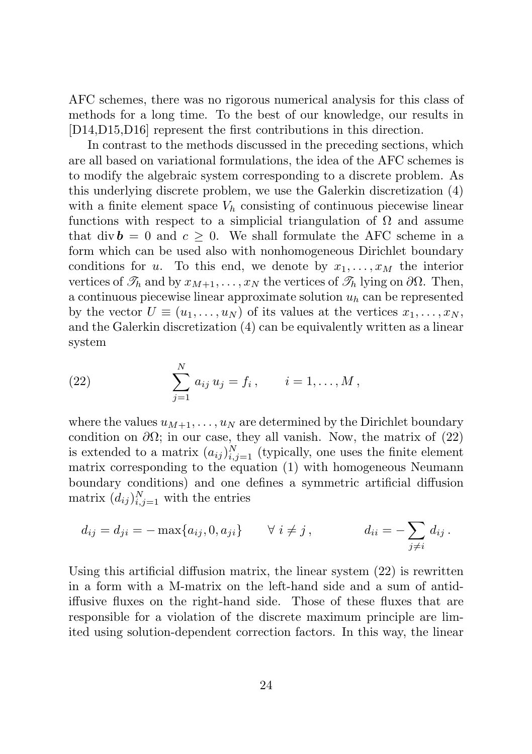AFC schemes, there was no rigorous numerical analysis for this class of methods for a long time. To the best of our knowledge, our results in [D14,D15,D16] represent the first contributions in this direction.

In contrast to the methods discussed in the preceding sections, which are all based on variational formulations, the idea of the AFC schemes is to modify the algebraic system corresponding to a discrete problem. As this underlying discrete problem, we use the Galerkin discretization (4) with a finite element space $V_h$ consisting of continuous piecewise linear functions with respect to a simplicial triangulation of $\Omega$ and assume that $\operatorname{div} \boldsymbol{b} = 0$ and $c \geq 0$. We shall formulate the AFC scheme in a form which can be used also with nonhomogeneous Dirichlet boundary conditions for $u$. To this end, we denote by $x_1, \dots, x_M$ the interior vertices of $\mathscr{T}_h$ and by $x_{M+1}, \dots, x_N$ the vertices of $\mathscr{T}_h$ lying on $\partial\Omega$. Then, a continuous piecewise linear approximate solution $u_h$ can be represented by the vector $U \equiv (u_1, \dots, u_N)$ of its values at the vertices $x_1, \dots, x_N$, and the Galerkin discretization (4) can be equivalently written as a linear system

$$
\sum_{j=1}^{N} a_{ij}\, u_j = f_i\,, \qquad i = 1, \dots, M\,, \tag{22}
$$

where the values $u_{M+1}, \dots, u_N$ are determined by the Dirichlet boundary condition on $\partial\Omega$; in our case, they all vanish. Now, the matrix of (22) is extended to a matrix $(a_{ij})_{i,j=1}^N$ (typically, one uses the finite element matrix corresponding to the equation (1) with homogeneous Neumann boundary conditions) and one defines a symmetric artificial diffusion matrix $(d_{ij})_{i,j=1}^N$ with the entries

$$
d_{ij} = d_{ji} = -\max\{a_{ij}, 0, a_{ji}\} \qquad \forall\ i \neq j\,, \qquad\qquad d_{ii} = -\sum_{j \neq i} d_{ij}\,.
$$

Using this artificial diffusion matrix, the linear system (22) is rewritten in a form with a M-matrix on the left-hand side and a sum of antidiffusive fluxes on the right-hand side. Those of these fluxes that are responsible for a violation of the discrete maximum principle are limited using solution-dependent correction factors. In this way, the linear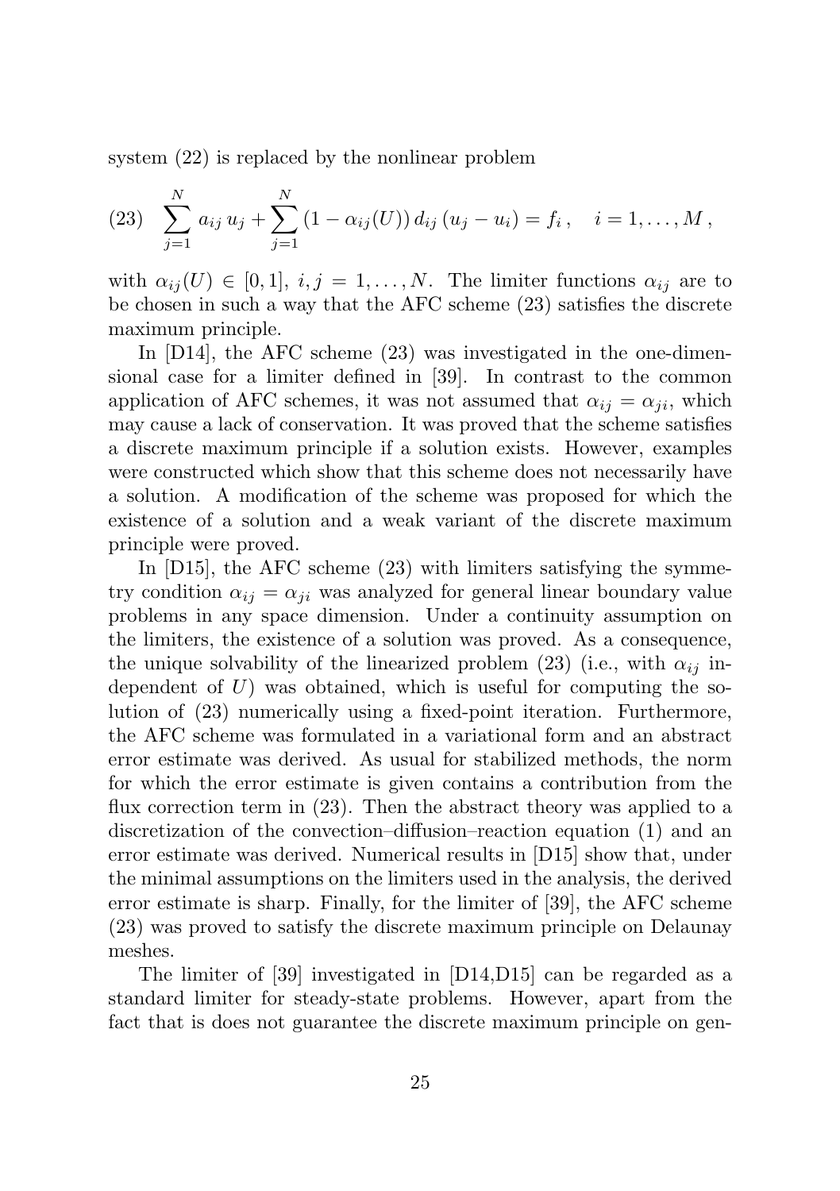system (22) is replaced by the nonlinear problem

$$
\sum_{j=1}^{N} a_{ij}\, u_j + \sum_{j=1}^{N} (1 - \alpha_{ij}(U))\, d_{ij}\, (u_j - u_i) = f_i\,, \quad i = 1, \dots, M\,, \tag{23}
$$

with $\alpha_{ij}(U) \in [0,1]$, $i,j = 1,\dots,N$. The limiter functions $\alpha_{ij}$ are to be chosen in such a way that the AFC scheme (23) satisfies the discrete maximum principle.

In [D14], the AFC scheme (23) was investigated in the one-dimensional case for a limiter defined in [39]. In contrast to the common application of AFC schemes, it was not assumed that $\alpha_{ij} = \alpha_{ji}$, which may cause a lack of conservation. It was proved that the scheme satisfies a discrete maximum principle if a solution exists. However, examples were constructed which show that this scheme does not necessarily have a solution. A modification of the scheme was proposed for which the existence of a solution and a weak variant of the discrete maximum principle were proved.

In [D15], the AFC scheme (23) with limiters satisfying the symmetry condition $\alpha_{ij} = \alpha_{ji}$ was analyzed for general linear boundary value problems in any space dimension. Under a continuity assumption on the limiters, the existence of a solution was proved. As a consequence, the unique solvability of the linearized problem (23) (i.e., with $\alpha_{ij}$ independent of $U$) was obtained, which is useful for computing the solution of (23) numerically using a fixed-point iteration. Furthermore, the AFC scheme was formulated in a variational form and an abstract error estimate was derived. As usual for stabilized methods, the norm for which the error estimate is given contains a contribution from the flux correction term in (23). Then the abstract theory was applied to a discretization of the convection–diffusion–reaction equation (1) and an error estimate was derived. Numerical results in [D15] show that, under the minimal assumptions on the limiters used in the analysis, the derived error estimate is sharp. Finally, for the limiter of [39], the AFC scheme (23) was proved to satisfy the discrete maximum principle on Delaunay meshes.

The limiter of [39] investigated in [D14,D15] can be regarded as a standard limiter for steady-state problems. However, apart from the fact that is does not guarantee the discrete maximum principle on gen-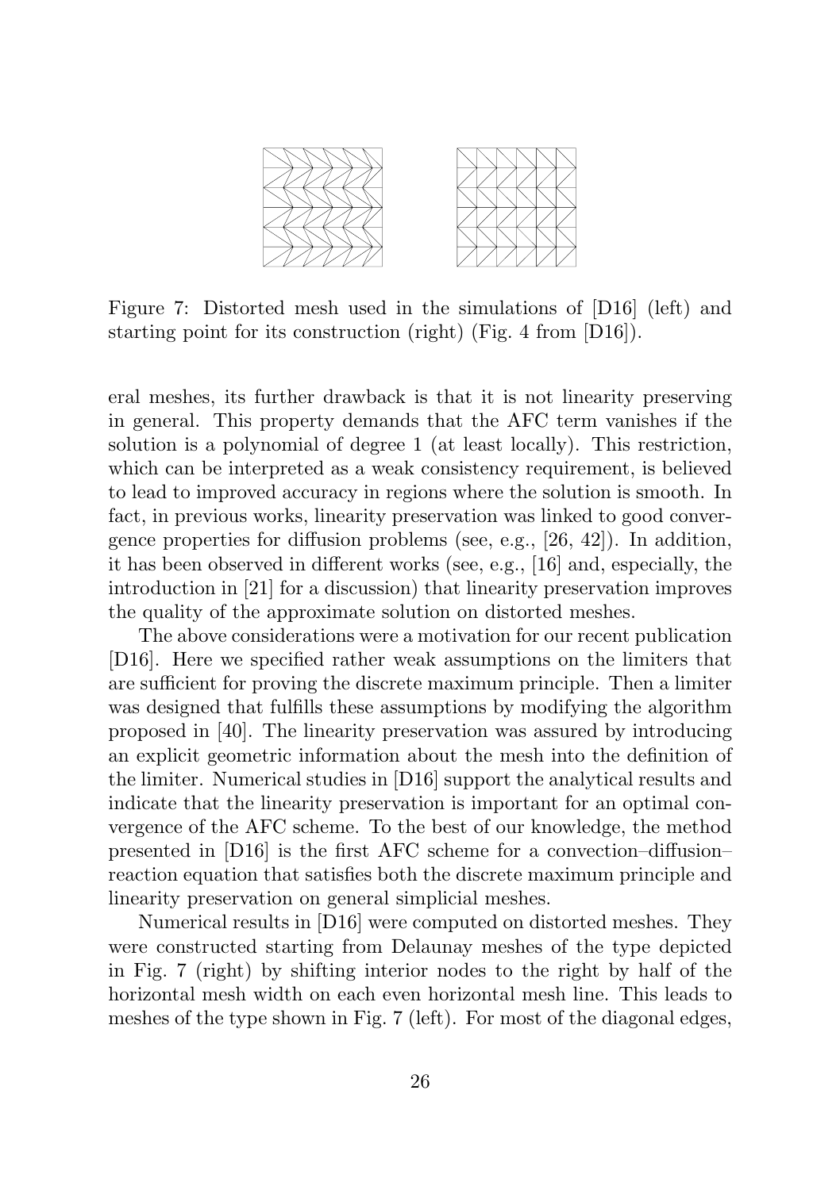Figure 7: Distorted mesh used in the simulations of [D16] (left) and starting point for its construction (right) (Fig. 4 from [D16]).

eral meshes, its further drawback is that it is not linearity preserving in general. This property demands that the AFC term vanishes if the solution is a polynomial of degree 1 (at least locally). This restriction, which can be interpreted as a weak consistency requirement, is believed to lead to improved accuracy in regions where the solution is smooth. In fact, in previous works, linearity preservation was linked to good convergence properties for diffusion problems (see, e.g., [26, 42]). In addition, it has been observed in different works (see, e.g., [16] and, especially, the introduction in [21] for a discussion) that linearity preservation improves the quality of the approximate solution on distorted meshes.

The above considerations were a motivation for our recent publication [D16]. Here we specified rather weak assumptions on the limiters that are sufficient for proving the discrete maximum principle. Then a limiter was designed that fulfills these assumptions by modifying the algorithm proposed in [40]. The linearity preservation was assured by introducing an explicit geometric information about the mesh into the definition of the limiter. Numerical studies in [D16] support the analytical results and indicate that the linearity preservation is important for an optimal convergence of the AFC scheme. To the best of our knowledge, the method presented in [D16] is the first AFC scheme for a convection–diffusion–reaction equation that satisfies both the discrete maximum principle and linearity preservation on general simplicial meshes.

Numerical results in [D16] were computed on distorted meshes. They were constructed starting from Delaunay meshes of the type depicted in Fig. 7 (right) by shifting interior nodes to the right by half of the horizontal mesh width on each even horizontal mesh line. This leads to meshes of the type shown in Fig. 7 (left). For most of the diagonal edges,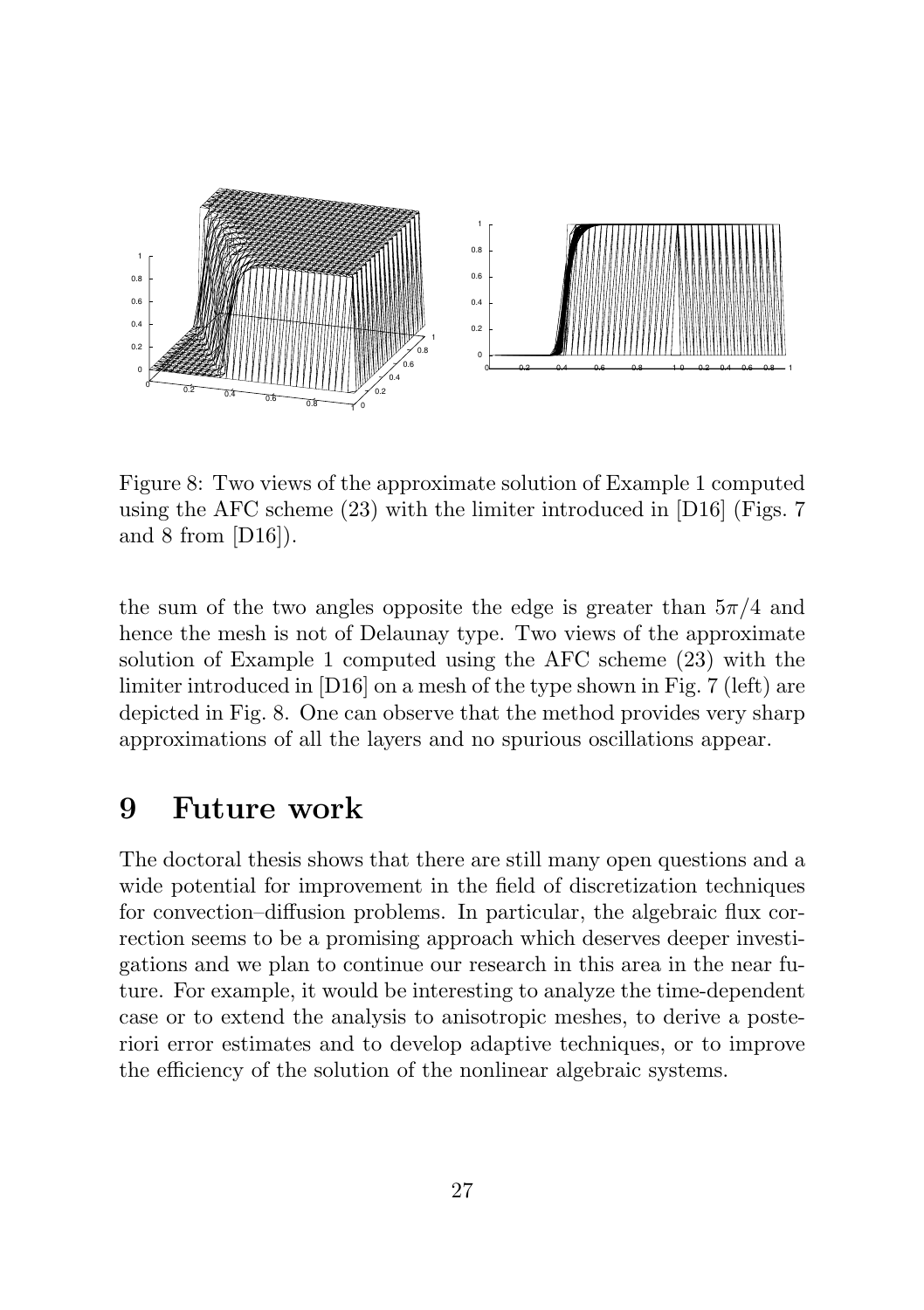Figure 8: Two views of the approximate solution of Example 1 computed using the AFC scheme (23) with the limiter introduced in [D16] (Figs. 7 and 8 from [D16]).

the sum of the two angles opposite the edge is greater than $5\pi/4$ and hence the mesh is not of Delaunay type. Two views of the approximate solution of Example 1 computed using the AFC scheme (23) with the limiter introduced in [D16] on a mesh of the type shown in Fig. 7 (left) are depicted in Fig. 8. One can observe that the method provides very sharp approximations of all the layers and no spurious oscillations appear.

# 9 Future work

The doctoral thesis shows that there are still many open questions and a wide potential for improvement in the field of discretization techniques for convection–diffusion problems. In particular, the algebraic flux correction seems to be a promising approach which deserves deeper investigations and we plan to continue our research in this area in the near future. For example, it would be interesting to analyze the time-dependent case or to extend the analysis to anisotropic meshes, to derive a posteriori error estimates and to develop adaptive techniques, or to improve the efficiency of the solution of the nonlinear algebraic systems.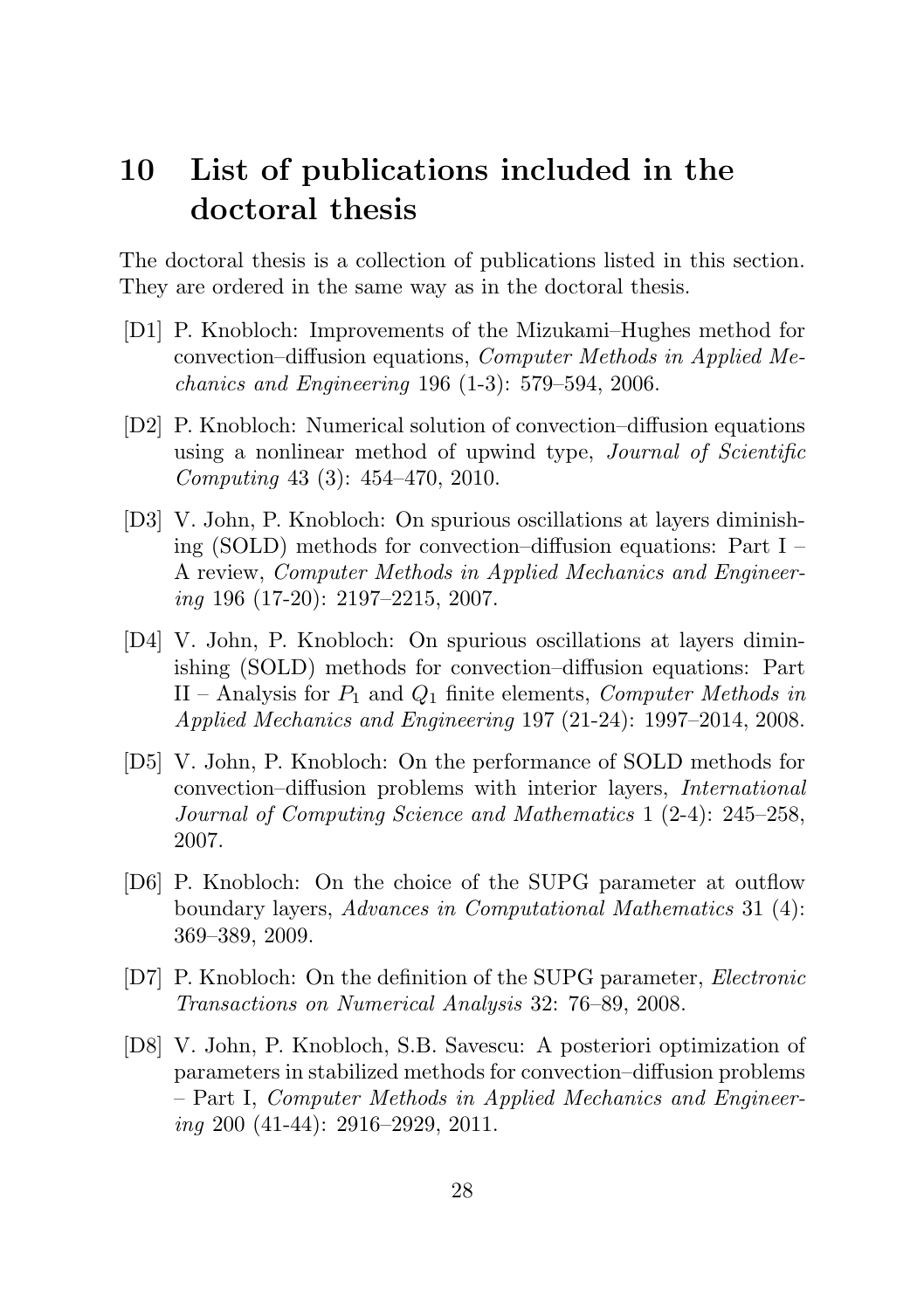# 10 List of publications included in the doctoral thesis

The doctoral thesis is a collection of publications listed in this section. They are ordered in the same way as in the doctoral thesis.

[D1] P. Knobloch: Improvements of the Mizukami–Hughes method for convection–diffusion equations, *Computer Methods in Applied Mechanics and Engineering* 196 (1-3): 579–594, 2006.

[D2] P. Knobloch: Numerical solution of convection–diffusion equations using a nonlinear method of upwind type, *Journal of Scientific Computing* 43 (3): 454–470, 2010.

[D3] V. John, P. Knobloch: On spurious oscillations at layers diminishing (SOLD) methods for convection–diffusion equations: Part I – A review, *Computer Methods in Applied Mechanics and Engineering* 196 (17-20): 2197–2215, 2007.

[D4] V. John, P. Knobloch: On spurious oscillations at layers diminishing (SOLD) methods for convection–diffusion equations: Part II – Analysis for $P_1$ and $Q_1$ finite elements, *Computer Methods in Applied Mechanics and Engineering* 197 (21-24): 1997–2014, 2008.

[D5] V. John, P. Knobloch: On the performance of SOLD methods for convection–diffusion problems with interior layers, *International Journal of Computing Science and Mathematics* 1 (2-4): 245–258, 2007.

[D6] P. Knobloch: On the choice of the SUPG parameter at outflow boundary layers, *Advances in Computational Mathematics* 31 (4): 369–389, 2009.

[D7] P. Knobloch: On the definition of the SUPG parameter, *Electronic Transactions on Numerical Analysis* 32: 76–89, 2008.

[D8] V. John, P. Knobloch, S.B. Savescu: A posteriori optimization of parameters in stabilized methods for convection–diffusion problems – Part I, *Computer Methods in Applied Mechanics and Engineering* 200 (41-44): 2916–2929, 2011.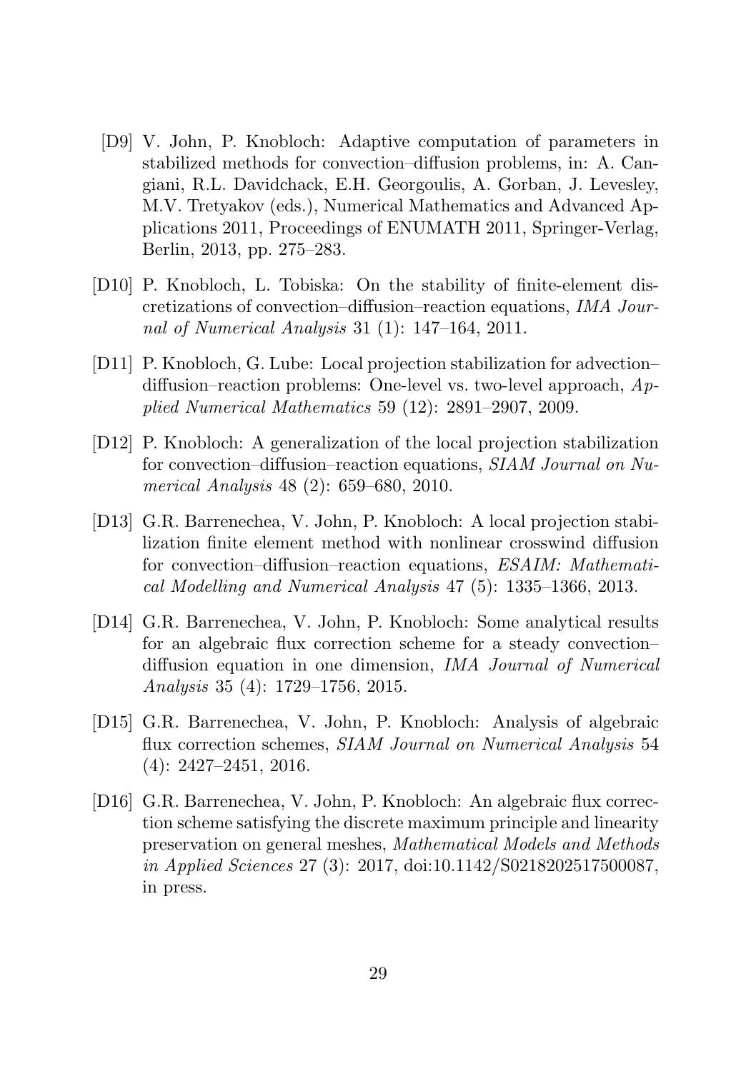[D9] V. John, P. Knobloch: Adaptive computation of parameters in stabilized methods for convection–diffusion problems, in: A. Cangiani, R.L. Davidchack, E.H. Georgoulis, A. Gorban, J. Levesley, M.V. Tretyakov (eds.), Numerical Mathematics and Advanced Applications 2011, Proceedings of ENUMATH 2011, Springer-Verlag, Berlin, 2013, pp. 275–283.

[D10] P. Knobloch, L. Tobiska: On the stability of finite-element discretizations of convection–diffusion–reaction equations, *IMA Journal of Numerical Analysis* 31 (1): 147–164, 2011.

[D11] P. Knobloch, G. Lube: Local projection stabilization for advection–diffusion–reaction problems: One-level vs. two-level approach, *Applied Numerical Mathematics* 59 (12): 2891–2907, 2009.

[D12] P. Knobloch: A generalization of the local projection stabilization for convection–diffusion–reaction equations, *SIAM Journal on Numerical Analysis* 48 (2): 659–680, 2010.

[D13] G.R. Barrenechea, V. John, P. Knobloch: A local projection stabilization finite element method with nonlinear crosswind diffusion for convection–diffusion–reaction equations, *ESAIM: Mathematical Modelling and Numerical Analysis* 47 (5): 1335–1366, 2013.

[D14] G.R. Barrenechea, V. John, P. Knobloch: Some analytical results for an algebraic flux correction scheme for a steady convection–diffusion equation in one dimension, *IMA Journal of Numerical Analysis* 35 (4): 1729–1756, 2015.

[D15] G.R. Barrenechea, V. John, P. Knobloch: Analysis of algebraic flux correction schemes, *SIAM Journal on Numerical Analysis* 54 (4): 2427–2451, 2016.

[D16] G.R. Barrenechea, V. John, P. Knobloch: An algebraic flux correction scheme satisfying the discrete maximum principle and linearity preservation on general meshes, *Mathematical Models and Methods in Applied Sciences* 27 (3): 2017, doi:10.1142/S0218202517500087, in press.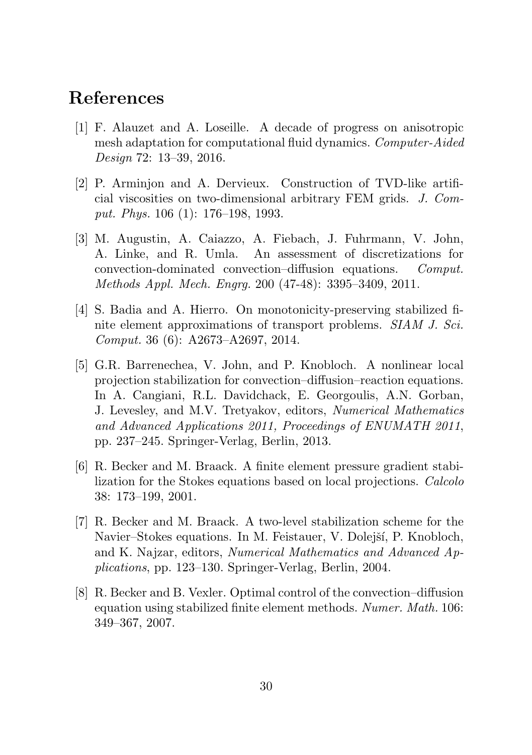# References

[1] F. Alauzet and A. Loseille. A decade of progress on anisotropic mesh adaptation for computational fluid dynamics. *Computer-Aided Design* 72: 13–39, 2016.

[2] P. Arminjon and A. Dervieux. Construction of TVD-like artificial viscosities on two-dimensional arbitrary FEM grids. *J. Comput. Phys.* 106 (1): 176–198, 1993.

[3] M. Augustin, A. Caiazzo, A. Fiebach, J. Fuhrmann, V. John, A. Linke, and R. Umla. An assessment of discretizations for convection-dominated convection–diffusion equations. *Comput. Methods Appl. Mech. Engrg.* 200 (47-48): 3395–3409, 2011.

[4] S. Badia and A. Hierro. On monotonicity-preserving stabilized finite element approximations of transport problems. *SIAM J. Sci. Comput.* 36 (6): A2673–A2697, 2014.

[5] G.R. Barrenechea, V. John, and P. Knobloch. A nonlinear local projection stabilization for convection–diffusion–reaction equations. In A. Cangiani, R.L. Davidchack, E. Georgoulis, A.N. Gorban, J. Levesley, and M.V. Tretyakov, editors, *Numerical Mathematics and Advanced Applications 2011, Proceedings of ENUMATH 2011*, pp. 237–245. Springer-Verlag, Berlin, 2013.

[6] R. Becker and M. Braack. A finite element pressure gradient stabilization for the Stokes equations based on local projections. *Calcolo* 38: 173–199, 2001.

[7] R. Becker and M. Braack. A two-level stabilization scheme for the Navier–Stokes equations. In M. Feistauer, V. Dolejší, P. Knobloch, and K. Najzar, editors, *Numerical Mathematics and Advanced Applications*, pp. 123–130. Springer-Verlag, Berlin, 2004.

[8] R. Becker and B. Vexler. Optimal control of the convection–diffusion equation using stabilized finite element methods. *Numer. Math.* 106: 349–367, 2007.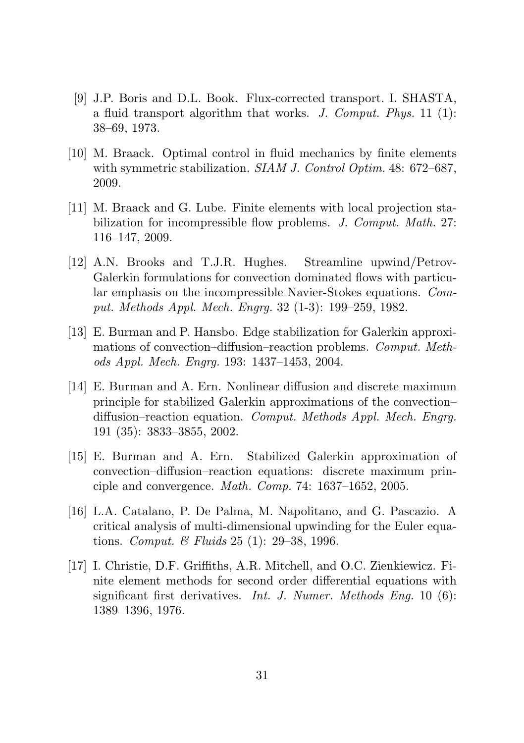[9] J.P. Boris and D.L. Book. Flux-corrected transport. I. SHASTA, a fluid transport algorithm that works. *J. Comput. Phys.* 11 (1): 38–69, 1973.

[10] M. Braack. Optimal control in fluid mechanics by finite elements with symmetric stabilization. *SIAM J. Control Optim.* 48: 672–687, 2009.

[11] M. Braack and G. Lube. Finite elements with local projection stabilization for incompressible flow problems. *J. Comput. Math.* 27: 116–147, 2009.

[12] A.N. Brooks and T.J.R. Hughes. Streamline upwind/Petrov-Galerkin formulations for convection dominated flows with particular emphasis on the incompressible Navier-Stokes equations. *Comput. Methods Appl. Mech. Engrg.* 32 (1-3): 199–259, 1982.

[13] E. Burman and P. Hansbo. Edge stabilization for Galerkin approximations of convection–diffusion–reaction problems. *Comput. Methods Appl. Mech. Engrg.* 193: 1437–1453, 2004.

[14] E. Burman and A. Ern. Nonlinear diffusion and discrete maximum principle for stabilized Galerkin approximations of the convection–diffusion–reaction equation. *Comput. Methods Appl. Mech. Engrg.* 191 (35): 3833–3855, 2002.

[15] E. Burman and A. Ern. Stabilized Galerkin approximation of convection–diffusion–reaction equations: discrete maximum principle and convergence. *Math. Comp.* 74: 1637–1652, 2005.

[16] L.A. Catalano, P. De Palma, M. Napolitano, and G. Pascazio. A critical analysis of multi-dimensional upwinding for the Euler equations. *Comput. & Fluids* 25 (1): 29–38, 1996.

[17] I. Christie, D.F. Griffiths, A.R. Mitchell, and O.C. Zienkiewicz. Finite element methods for second order differential equations with significant first derivatives. *Int. J. Numer. Methods Eng.* 10 (6): 1389–1396, 1976.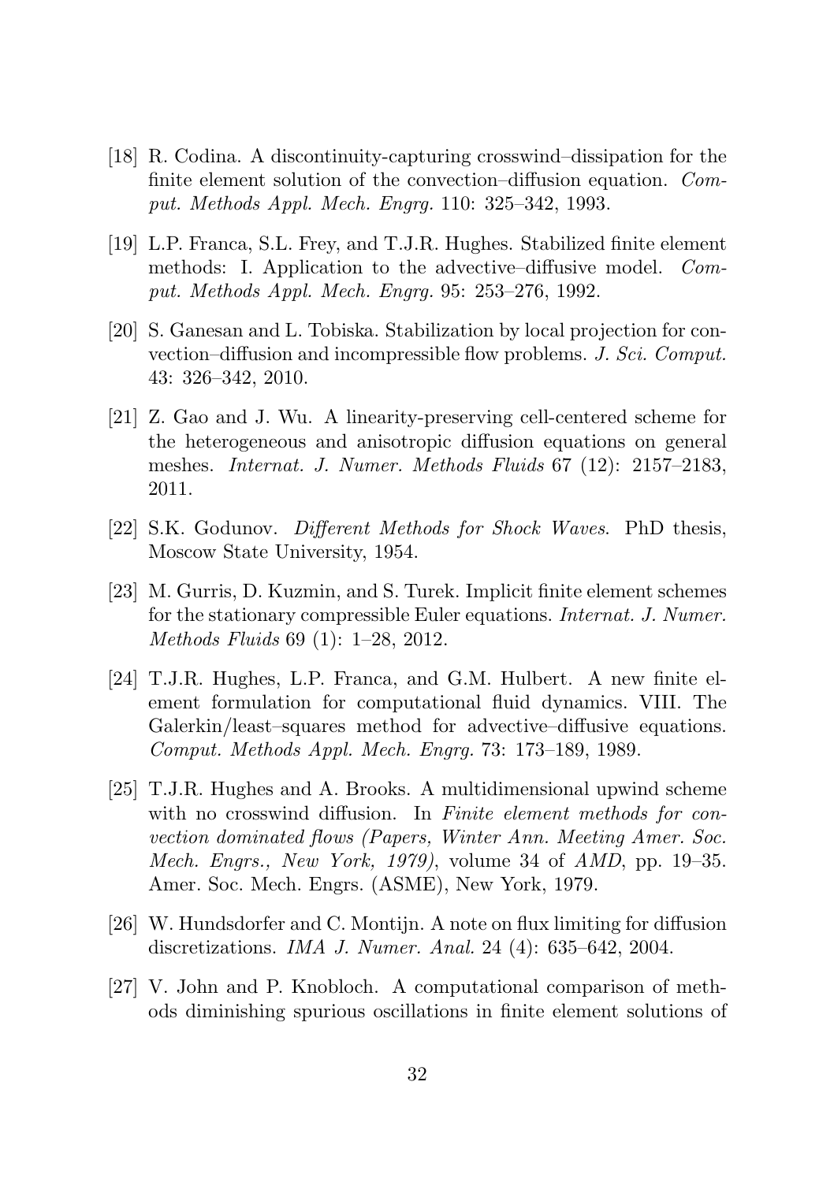[18] R. Codina. A discontinuity-capturing crosswind–dissipation for the finite element solution of the convection–diffusion equation. *Comput. Methods Appl. Mech. Engrg.* 110: 325–342, 1993.

[19] L.P. Franca, S.L. Frey, and T.J.R. Hughes. Stabilized finite element methods: I. Application to the advective–diffusive model. *Comput. Methods Appl. Mech. Engrg.* 95: 253–276, 1992.

[20] S. Ganesan and L. Tobiska. Stabilization by local projection for convection–diffusion and incompressible flow problems. *J. Sci. Comput.* 43: 326–342, 2010.

[21] Z. Gao and J. Wu. A linearity-preserving cell-centered scheme for the heterogeneous and anisotropic diffusion equations on general meshes. *Internat. J. Numer. Methods Fluids* 67 (12): 2157–2183, 2011.

[22] S.K. Godunov. *Different Methods for Shock Waves*. PhD thesis, Moscow State University, 1954.

[23] M. Gurris, D. Kuzmin, and S. Turek. Implicit finite element schemes for the stationary compressible Euler equations. *Internat. J. Numer. Methods Fluids* 69 (1): 1–28, 2012.

[24] T.J.R. Hughes, L.P. Franca, and G.M. Hulbert. A new finite element formulation for computational fluid dynamics. VIII. The Galerkin/least–squares method for advective–diffusive equations. *Comput. Methods Appl. Mech. Engrg.* 73: 173–189, 1989.

[25] T.J.R. Hughes and A. Brooks. A multidimensional upwind scheme with no crosswind diffusion. In *Finite element methods for convection dominated flows (Papers, Winter Ann. Meeting Amer. Soc. Mech. Engrs., New York, 1979)*, volume 34 of *AMD*, pp. 19–35. Amer. Soc. Mech. Engrs. (ASME), New York, 1979.

[26] W. Hundsdorfer and C. Montijn. A note on flux limiting for diffusion discretizations. *IMA J. Numer. Anal.* 24 (4): 635–642, 2004.

[27] V. John and P. Knobloch. A computational comparison of methods diminishing spurious oscillations in finite element solutions of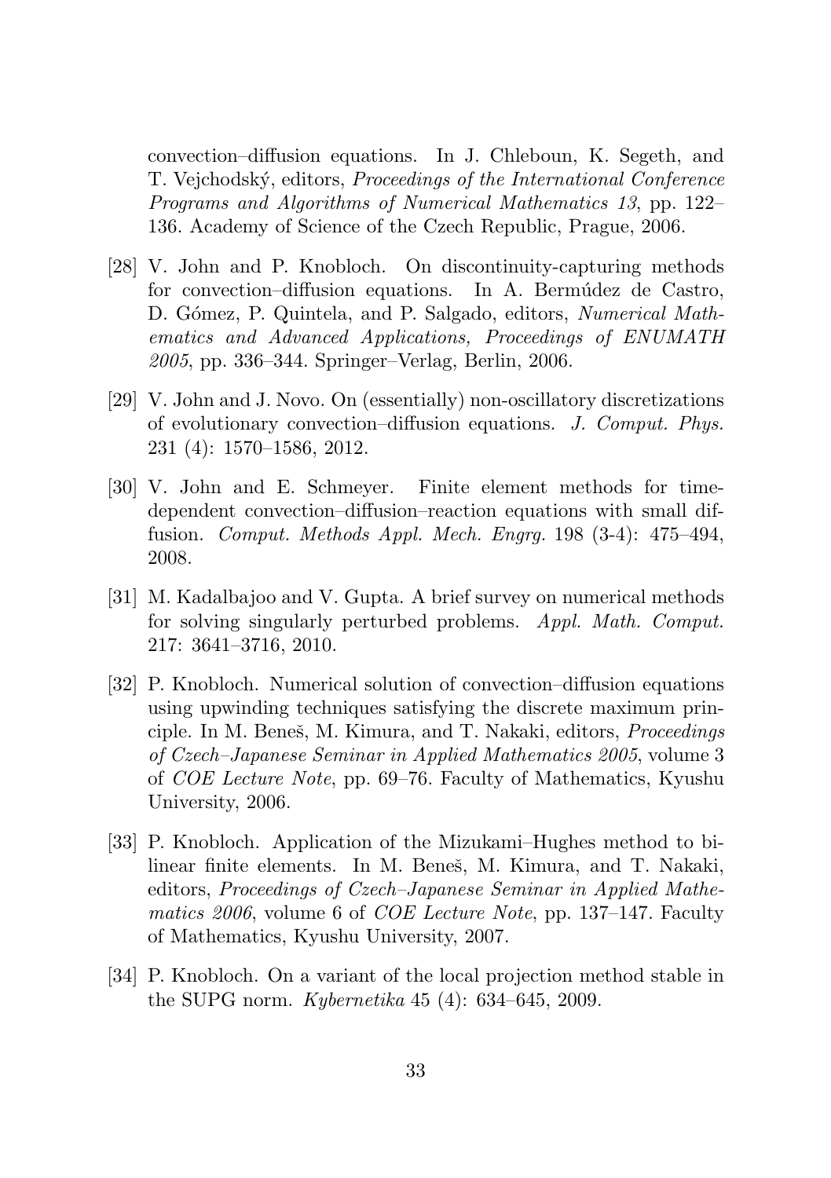convection–diffusion equations. In J. Chleboun, K. Segeth, and T. Vejchodský, editors, *Proceedings of the International Conference Programs and Algorithms of Numerical Mathematics 13*, pp. 122–136. Academy of Science of the Czech Republic, Prague, 2006.

[28] V. John and P. Knobloch. On discontinuity-capturing methods for convection–diffusion equations. In A. Bermúdez de Castro, D. Gómez, P. Quintela, and P. Salgado, editors, *Numerical Mathematics and Advanced Applications, Proceedings of ENUMATH 2005*, pp. 336–344. Springer–Verlag, Berlin, 2006.

[29] V. John and J. Novo. On (essentially) non-oscillatory discretizations of evolutionary convection–diffusion equations. *J. Comput. Phys.* 231 (4): 1570–1586, 2012.

[30] V. John and E. Schmeyer. Finite element methods for time-dependent convection–diffusion–reaction equations with small diffusion. *Comput. Methods Appl. Mech. Engrg.* 198 (3-4): 475–494, 2008.

[31] M. Kadalbajoo and V. Gupta. A brief survey on numerical methods for solving singularly perturbed problems. *Appl. Math. Comput.* 217: 3641–3716, 2010.

[32] P. Knobloch. Numerical solution of convection–diffusion equations using upwinding techniques satisfying the discrete maximum principle. In M. Beneš, M. Kimura, and T. Nakaki, editors, *Proceedings of Czech–Japanese Seminar in Applied Mathematics 2005*, volume 3 of *COE Lecture Note*, pp. 69–76. Faculty of Mathematics, Kyushu University, 2006.

[33] P. Knobloch. Application of the Mizukami–Hughes method to bilinear finite elements. In M. Beneš, M. Kimura, and T. Nakaki, editors, *Proceedings of Czech–Japanese Seminar in Applied Mathematics 2006*, volume 6 of *COE Lecture Note*, pp. 137–147. Faculty of Mathematics, Kyushu University, 2007.

[34] P. Knobloch. On a variant of the local projection method stable in the SUPG norm. *Kybernetika* 45 (4): 634–645, 2009.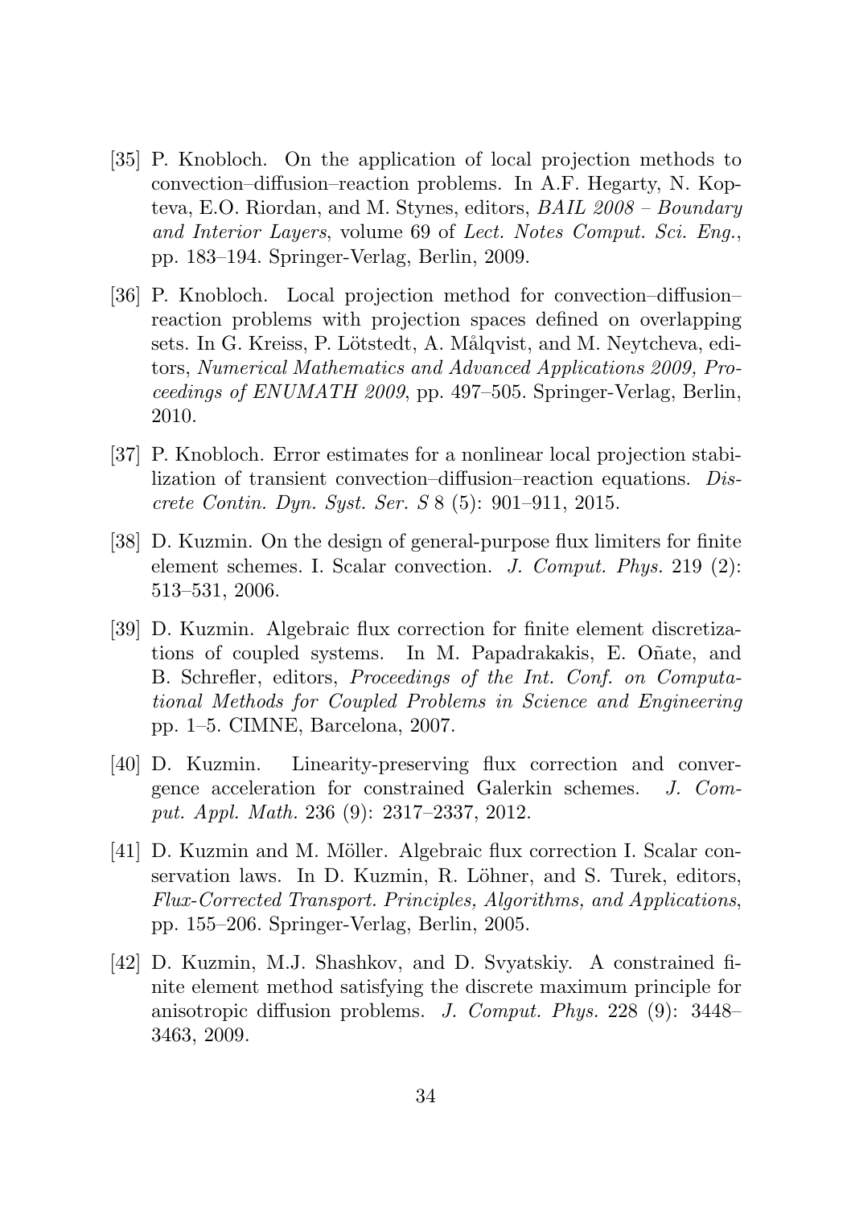[35] P. Knobloch. On the application of local projection methods to convection–diffusion–reaction problems. In A.F. Hegarty, N. Kopteva, E.O. Riordan, and M. Stynes, editors, *BAIL 2008 – Boundary and Interior Layers*, volume 69 of *Lect. Notes Comput. Sci. Eng.*, pp. 183–194. Springer-Verlag, Berlin, 2009.

[36] P. Knobloch. Local projection method for convection–diffusion–reaction problems with projection spaces defined on overlapping sets. In G. Kreiss, P. Lötstedt, A. Målqvist, and M. Neytcheva, editors, *Numerical Mathematics and Advanced Applications 2009, Proceedings of ENUMATH 2009*, pp. 497–505. Springer-Verlag, Berlin, 2010.

[37] P. Knobloch. Error estimates for a nonlinear local projection stabilization of transient convection–diffusion–reaction equations. *Discrete Contin. Dyn. Syst. Ser. S* 8 (5): 901–911, 2015.

[38] D. Kuzmin. On the design of general-purpose flux limiters for finite element schemes. I. Scalar convection. *J. Comput. Phys.* 219 (2): 513–531, 2006.

[39] D. Kuzmin. Algebraic flux correction for finite element discretizations of coupled systems. In M. Papadrakakis, E. Oñate, and B. Schrefler, editors, *Proceedings of the Int. Conf. on Computational Methods for Coupled Problems in Science and Engineering* pp. 1–5. CIMNE, Barcelona, 2007.

[40] D. Kuzmin. Linearity-preserving flux correction and convergence acceleration for constrained Galerkin schemes. *J. Comput. Appl. Math.* 236 (9): 2317–2337, 2012.

[41] D. Kuzmin and M. Möller. Algebraic flux correction I. Scalar conservation laws. In D. Kuzmin, R. Löhner, and S. Turek, editors, *Flux-Corrected Transport. Principles, Algorithms, and Applications*, pp. 155–206. Springer-Verlag, Berlin, 2005.

[42] D. Kuzmin, M.J. Shashkov, and D. Svyatskiy. A constrained finite element method satisfying the discrete maximum principle for anisotropic diffusion problems. *J. Comput. Phys.* 228 (9): 3448–3463, 2009.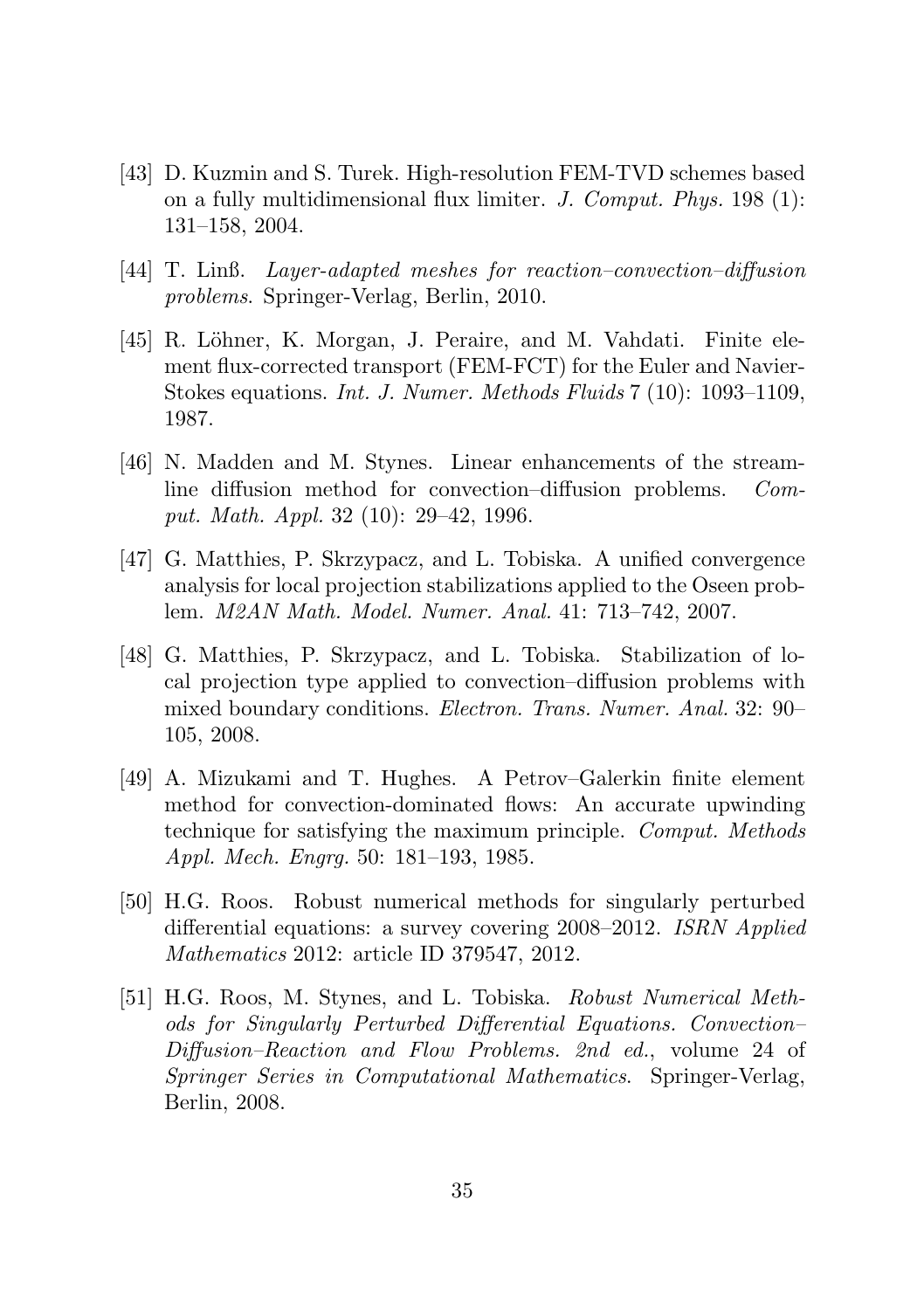[43] D. Kuzmin and S. Turek. High-resolution FEM-TVD schemes based on a fully multidimensional flux limiter. *J. Comput. Phys.* 198 (1): 131–158, 2004.

[44] T. Linß. *Layer-adapted meshes for reaction–convection–diffusion problems*. Springer-Verlag, Berlin, 2010.

[45] R. Löhner, K. Morgan, J. Peraire, and M. Vahdati. Finite element flux-corrected transport (FEM-FCT) for the Euler and Navier-Stokes equations. *Int. J. Numer. Methods Fluids* 7 (10): 1093–1109, 1987.

[46] N. Madden and M. Stynes. Linear enhancements of the streamline diffusion method for convection–diffusion problems. *Comput. Math. Appl.* 32 (10): 29–42, 1996.

[47] G. Matthies, P. Skrzypacz, and L. Tobiska. A unified convergence analysis for local projection stabilizations applied to the Oseen problem. *M2AN Math. Model. Numer. Anal.* 41: 713–742, 2007.

[48] G. Matthies, P. Skrzypacz, and L. Tobiska. Stabilization of local projection type applied to convection–diffusion problems with mixed boundary conditions. *Electron. Trans. Numer. Anal.* 32: 90–105, 2008.

[49] A. Mizukami and T. Hughes. A Petrov–Galerkin finite element method for convection-dominated flows: An accurate upwinding technique for satisfying the maximum principle. *Comput. Methods Appl. Mech. Engrg.* 50: 181–193, 1985.

[50] H.G. Roos. Robust numerical methods for singularly perturbed differential equations: a survey covering 2008–2012. *ISRN Applied Mathematics* 2012: article ID 379547, 2012.

[51] H.G. Roos, M. Stynes, and L. Tobiska. *Robust Numerical Methods for Singularly Perturbed Differential Equations. Convection–Diffusion–Reaction and Flow Problems. 2nd ed.*, volume 24 of *Springer Series in Computational Mathematics*. Springer-Verlag, Berlin, 2008.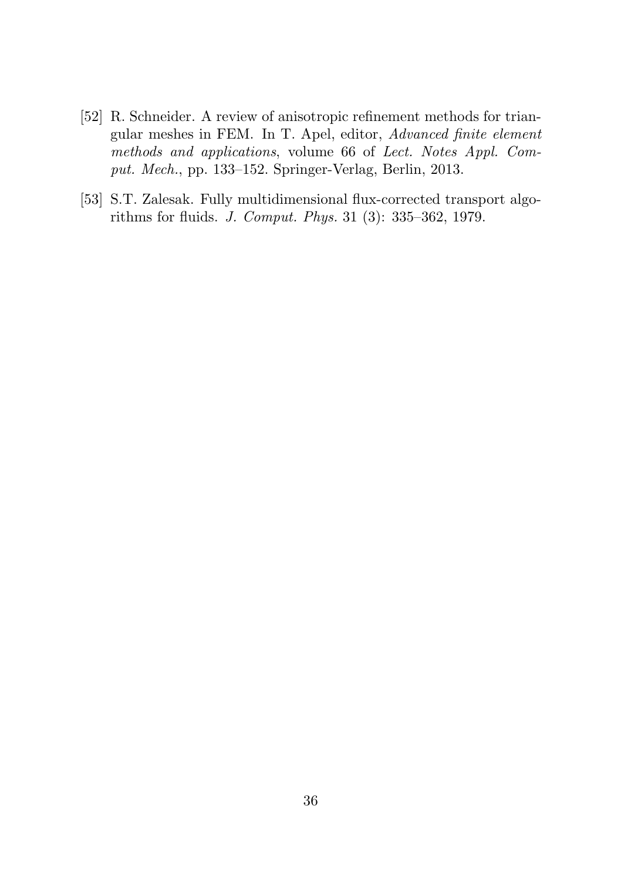[52] R. Schneider. A review of anisotropic refinement methods for triangular meshes in FEM. In T. Apel, editor, *Advanced finite element methods and applications*, volume 66 of *Lect. Notes Appl. Comput. Mech.*, pp. 133–152. Springer-Verlag, Berlin, 2013.

[53] S.T. Zalesak. Fully multidimensional flux-corrected transport algorithms for fluids. *J. Comput. Phys.* 31 (3): 335–362, 1979.